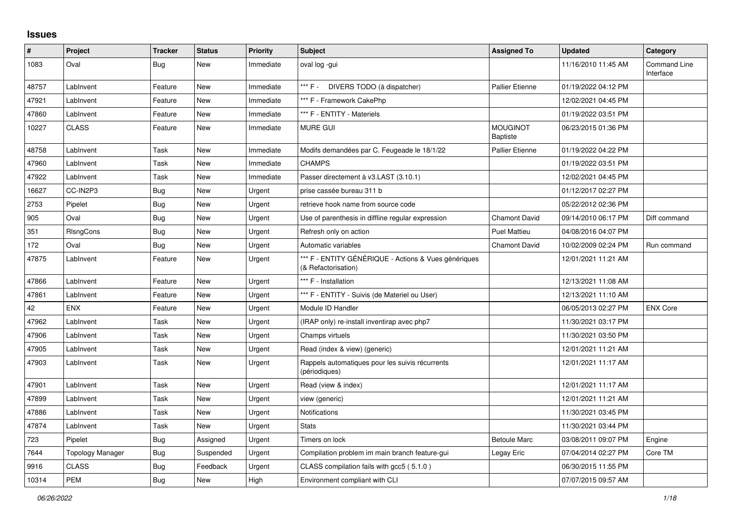# Issues

| # | Project | Tracker | Status | Priority | Subject | Assigned To | Updated | Category |
|---|---|---|---|---|---|---|---|---|
| 1083 | Oval | Bug | New | Immediate | oval log -gui | | 11/16/2010 11:45 AM | Command Line Interface |
| 48757 | LabInvent | Feature | New | Immediate | *** F - DIVERS TODO (à dispatcher) | Pallier Etienne | 01/19/2022 04:12 PM | |
| 47921 | LabInvent | Feature | New | Immediate | *** F - Framework CakePhp | | 12/02/2021 04:45 PM | |
| 47860 | LabInvent | Feature | New | Immediate | *** F - ENTITY - Materiels | | 01/19/2022 03:51 PM | |
| 10227 | CLASS | Feature | New | Immediate | MURE GUI | MOUGINOT Baptiste | 06/23/2015 01:36 PM | |
| 48758 | LabInvent | Task | New | Immediate | Modifs demandées par C. Feugeade le 18/1/22 | Pallier Etienne | 01/19/2022 04:22 PM | |
| 47960 | LabInvent | Task | New | Immediate | CHAMPS | | 01/19/2022 03:51 PM | |
| 47922 | LabInvent | Task | New | Immediate | Passer directement à v3.LAST (3.10.1) | | 12/02/2021 04:45 PM | |
| 16627 | CC-IN2P3 | Bug | New | Urgent | prise cassée bureau 311 b | | 01/12/2017 02:27 PM | |
| 2753 | Pipelet | Bug | New | Urgent | retrieve hook name from source code | | 05/22/2012 02:36 PM | |
| 905 | Oval | Bug | New | Urgent | Use of parenthesis in diffline regular expression | Chamont David | 09/14/2010 06:17 PM | Diff command |
| 351 | RlsngCons | Bug | New | Urgent | Refresh only on action | Puel Mattieu | 04/08/2016 04:07 PM | |
| 172 | Oval | Bug | New | Urgent | Automatic variables | Chamont David | 10/02/2009 02:24 PM | Run command |
| 47875 | LabInvent | Feature | New | Urgent | *** F - ENTITY GÉNÉRIQUE - Actions & Vues génériques (& Refactorisation) | | 12/01/2021 11:21 AM | |
| 47866 | LabInvent | Feature | New | Urgent | *** F - Installation | | 12/13/2021 11:08 AM | |
| 47861 | LabInvent | Feature | New | Urgent | *** F - ENTITY - Suivis (de Materiel ou User) | | 12/13/2021 11:10 AM | |
| 42 | ENX | Feature | New | Urgent | Module ID Handler | | 06/05/2013 02:27 PM | ENX Core |
| 47962 | LabInvent | Task | New | Urgent | (IRAP only) re-install inventirap avec php7 | | 11/30/2021 03:17 PM | |
| 47906 | LabInvent | Task | New | Urgent | Champs virtuels | | 11/30/2021 03:50 PM | |
| 47905 | LabInvent | Task | New | Urgent | Read (index & view) (generic) | | 12/01/2021 11:21 AM | |
| 47903 | LabInvent | Task | New | Urgent | Rappels automatiques pour les suivis récurrents (périodiques) | | 12/01/2021 11:17 AM | |
| 47901 | LabInvent | Task | New | Urgent | Read (view & index) | | 12/01/2021 11:17 AM | |
| 47899 | LabInvent | Task | New | Urgent | view (generic) | | 12/01/2021 11:21 AM | |
| 47886 | LabInvent | Task | New | Urgent | Notifications | | 11/30/2021 03:45 PM | |
| 47874 | LabInvent | Task | New | Urgent | Stats | | 11/30/2021 03:44 PM | |
| 723 | Pipelet | Bug | Assigned | Urgent | Timers on lock | Betoule Marc | 03/08/2011 09:07 PM | Engine |
| 7644 | Topology Manager | Bug | Suspended | Urgent | Compilation problem im main branch feature-gui | Legay Eric | 07/04/2014 02:27 PM | Core TM |
| 9916 | CLASS | Bug | Feedback | Urgent | CLASS compilation fails with gcc5 ( 5.1.0 ) | | 06/30/2015 11:55 PM | |
| 10314 | PEM | Bug | New | High | Environment compliant with CLI | | 07/07/2015 09:57 AM | |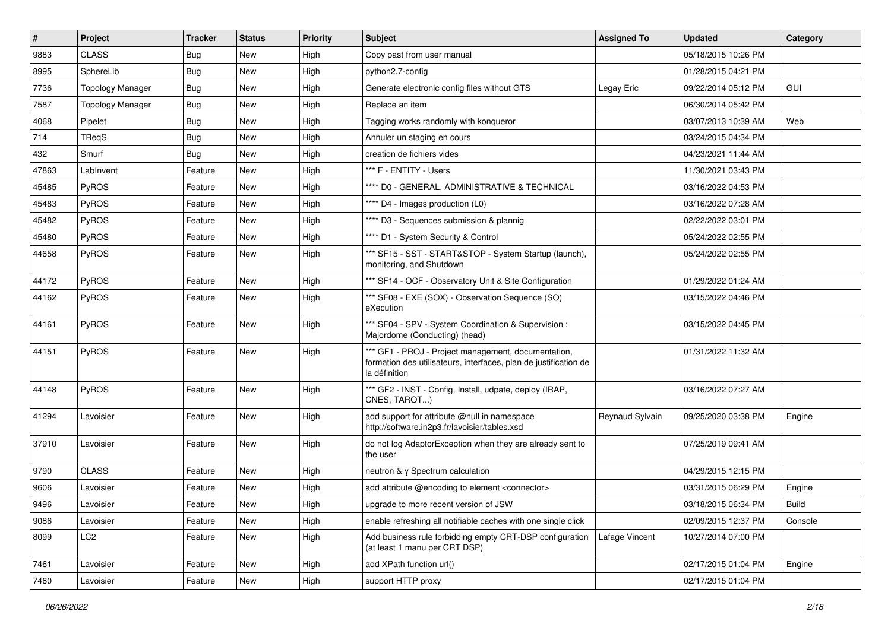| # | Project | Tracker | Status | Priority | Subject | Assigned To | Updated | Category |
|---|---|---|---|---|---|---|---|---|
| 9883 | CLASS | Bug | New | High | Copy past from user manual | | 05/18/2015 10:26 PM | |
| 8995 | SphereLib | Bug | New | High | python2.7-config | | 01/28/2015 04:21 PM | |
| 7736 | Topology Manager | Bug | New | High | Generate electronic config files without GTS | Legay Eric | 09/22/2014 05:12 PM | GUI |
| 7587 | Topology Manager | Bug | New | High | Replace an item | | 06/30/2014 05:42 PM | |
| 4068 | Pipelet | Bug | New | High | Tagging works randomly with konqueror | | 03/07/2013 10:39 AM | Web |
| 714 | TReqS | Bug | New | High | Annuler un staging en cours | | 03/24/2015 04:34 PM | |
| 432 | Smurf | Bug | New | High | creation de fichiers vides | | 04/23/2021 11:44 AM | |
| 47863 | LabInvent | Feature | New | High | *** F - ENTITY - Users | | 11/30/2021 03:43 PM | |
| 45485 | PyROS | Feature | New | High | **** D0 - GENERAL, ADMINISTRATIVE & TECHNICAL | | 03/16/2022 04:53 PM | |
| 45483 | PyROS | Feature | New | High | **** D4 - Images production (L0) | | 03/16/2022 07:28 AM | |
| 45482 | PyROS | Feature | New | High | **** D3 - Sequences submission & plannig | | 02/22/2022 03:01 PM | |
| 45480 | PyROS | Feature | New | High | **** D1 - System Security & Control | | 05/24/2022 02:55 PM | |
| 44658 | PyROS | Feature | New | High | *** SF15 - SST - START&STOP - System Startup (launch), monitoring, and Shutdown | | 05/24/2022 02:55 PM | |
| 44172 | PyROS | Feature | New | High | *** SF14 - OCF - Observatory Unit & Site Configuration | | 01/29/2022 01:24 AM | |
| 44162 | PyROS | Feature | New | High | *** SF08 - EXE (SOX) - Observation Sequence (SO) eXecution | | 03/15/2022 04:46 PM | |
| 44161 | PyROS | Feature | New | High | *** SF04 - SPV - System Coordination & Supervision : Majordome (Conducting) (head) | | 03/15/2022 04:45 PM | |
| 44151 | PyROS | Feature | New | High | *** GF1 - PROJ - Project management, documentation, formation des utilisateurs, interfaces, plan de justification de la définition | | 01/31/2022 11:32 AM | |
| 44148 | PyROS | Feature | New | High | *** GF2 - INST - Config, Install, udpate, deploy (IRAP, CNES, TAROT...) | | 03/16/2022 07:27 AM | |
| 41294 | Lavoisier | Feature | New | High | add support for attribute @null in namespace http://software.in2p3.fr/lavoisier/tables.xsd | Reynaud Sylvain | 09/25/2020 03:38 PM | Engine |
| 37910 | Lavoisier | Feature | New | High | do not log AdaptorException when they are already sent to the user | | 07/25/2019 09:41 AM | |
| 9790 | CLASS | Feature | New | High | neutron & γ Spectrum calculation | | 04/29/2015 12:15 PM | |
| 9606 | Lavoisier | Feature | New | High | add attribute @encoding to element <connector> | | 03/31/2015 06:29 PM | Engine |
| 9496 | Lavoisier | Feature | New | High | upgrade to more recent version of JSW | | 03/18/2015 06:34 PM | Build |
| 9086 | Lavoisier | Feature | New | High | enable refreshing all notifiable caches with one single click | | 02/09/2015 12:37 PM | Console |
| 8099 | LC2 | Feature | New | High | Add business rule forbidding empty CRT-DSP configuration (at least 1 manu per CRT DSP) | Lafage Vincent | 10/27/2014 07:00 PM | |
| 7461 | Lavoisier | Feature | New | High | add XPath function url() | | 02/17/2015 01:04 PM | Engine |
| 7460 | Lavoisier | Feature | New | High | support HTTP proxy | | 02/17/2015 01:04 PM | |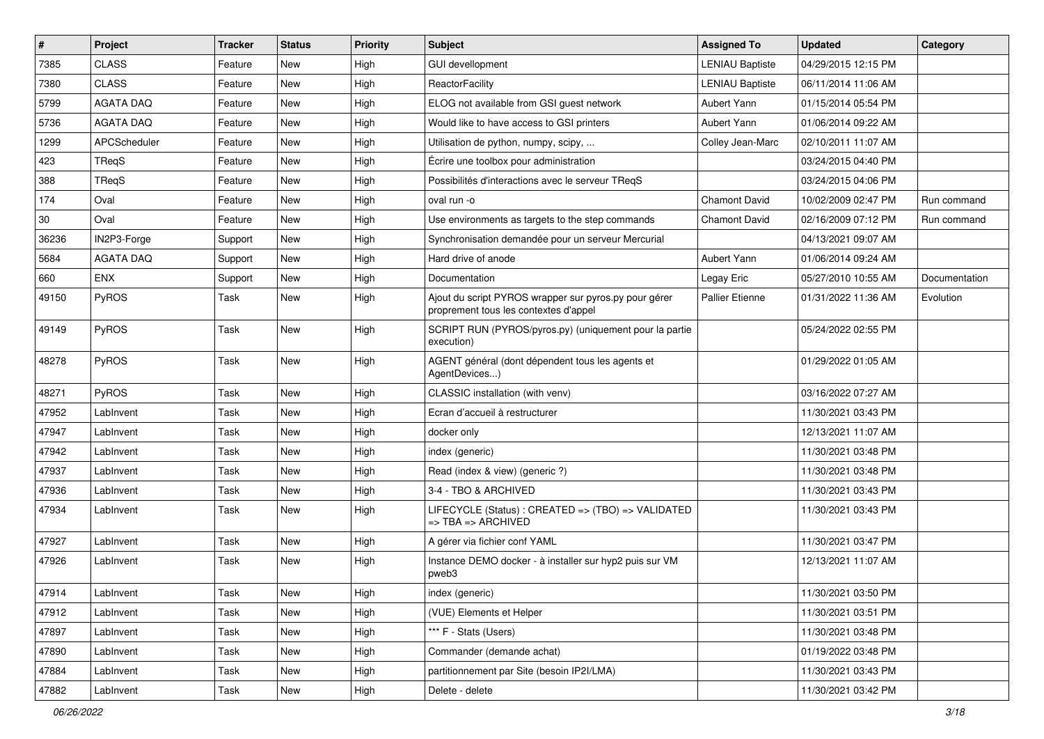| # | Project | Tracker | Status | Priority | Subject | Assigned To | Updated | Category |
|---|---|---|---|---|---|---|---|---|
| 7385 | CLASS | Feature | New | High | GUI devellopment | LENIAU Baptiste | 04/29/2015 12:15 PM | |
| 7380 | CLASS | Feature | New | High | ReactorFacility | LENIAU Baptiste | 06/11/2014 11:06 AM | |
| 5799 | AGATA DAQ | Feature | New | High | ELOG not available from GSI guest network | Aubert Yann | 01/15/2014 05:54 PM | |
| 5736 | AGATA DAQ | Feature | New | High | Would like to have access to GSI printers | Aubert Yann | 01/06/2014 09:22 AM | |
| 1299 | APCScheduler | Feature | New | High | Utilisation de python, numpy, scipy, ... | Colley Jean-Marc | 02/10/2011 11:07 AM | |
| 423 | TReqS | Feature | New | High | Écrire une toolbox pour administration | | 03/24/2015 04:40 PM | |
| 388 | TReqS | Feature | New | High | Possibilités d'interactions avec le serveur TReqS | | 03/24/2015 04:06 PM | |
| 174 | Oval | Feature | New | High | oval run -o | Chamont David | 10/02/2009 02:47 PM | Run command |
| 30 | Oval | Feature | New | High | Use environments as targets to the step commands | Chamont David | 02/16/2009 07:12 PM | Run command |
| 36236 | IN2P3-Forge | Support | New | High | Synchronisation demandée pour un serveur Mercurial | | 04/13/2021 09:07 AM | |
| 5684 | AGATA DAQ | Support | New | High | Hard drive of anode | Aubert Yann | 01/06/2014 09:24 AM | |
| 660 | ENX | Support | New | High | Documentation | Legay Eric | 05/27/2010 10:55 AM | Documentation |
| 49150 | PyROS | Task | New | High | Ajout du script PYROS wrapper sur pyros.py pour gérer proprement tous les contextes d'appel | Pallier Etienne | 01/31/2022 11:36 AM | Evolution |
| 49149 | PyROS | Task | New | High | SCRIPT RUN (PYROS/pyros.py) (uniquement pour la partie execution) | | 05/24/2022 02:55 PM | |
| 48278 | PyROS | Task | New | High | AGENT général (dont dépendent tous les agents et AgentDevices...) | | 01/29/2022 01:05 AM | |
| 48271 | PyROS | Task | New | High | CLASSIC installation (with venv) | | 03/16/2022 07:27 AM | |
| 47952 | LabInvent | Task | New | High | Ecran d'accueil à restructurer | | 11/30/2021 03:43 PM | |
| 47947 | LabInvent | Task | New | High | docker only | | 12/13/2021 11:07 AM | |
| 47942 | LabInvent | Task | New | High | index (generic) | | 11/30/2021 03:48 PM | |
| 47937 | LabInvent | Task | New | High | Read (index & view) (generic ?) | | 11/30/2021 03:48 PM | |
| 47936 | LabInvent | Task | New | High | 3-4 - TBO & ARCHIVED | | 11/30/2021 03:43 PM | |
| 47934 | LabInvent | Task | New | High | LIFECYCLE (Status) : CREATED => (TBO) => VALIDATED => TBA => ARCHIVED | | 11/30/2021 03:43 PM | |
| 47927 | LabInvent | Task | New | High | A gérer via fichier conf YAML | | 11/30/2021 03:47 PM | |
| 47926 | LabInvent | Task | New | High | Instance DEMO docker - à installer sur hyp2 puis sur VM pweb3 | | 12/13/2021 11:07 AM | |
| 47914 | LabInvent | Task | New | High | index (generic) | | 11/30/2021 03:50 PM | |
| 47912 | LabInvent | Task | New | High | (VUE) Elements et Helper | | 11/30/2021 03:51 PM | |
| 47897 | LabInvent | Task | New | High | *** F - Stats (Users) | | 11/30/2021 03:48 PM | |
| 47890 | LabInvent | Task | New | High | Commander (demande achat) | | 01/19/2022 03:48 PM | |
| 47884 | LabInvent | Task | New | High | partitionnement par Site (besoin IP2I/LMA) | | 11/30/2021 03:43 PM | |
| 47882 | LabInvent | Task | New | High | Delete - delete | | 11/30/2021 03:42 PM | |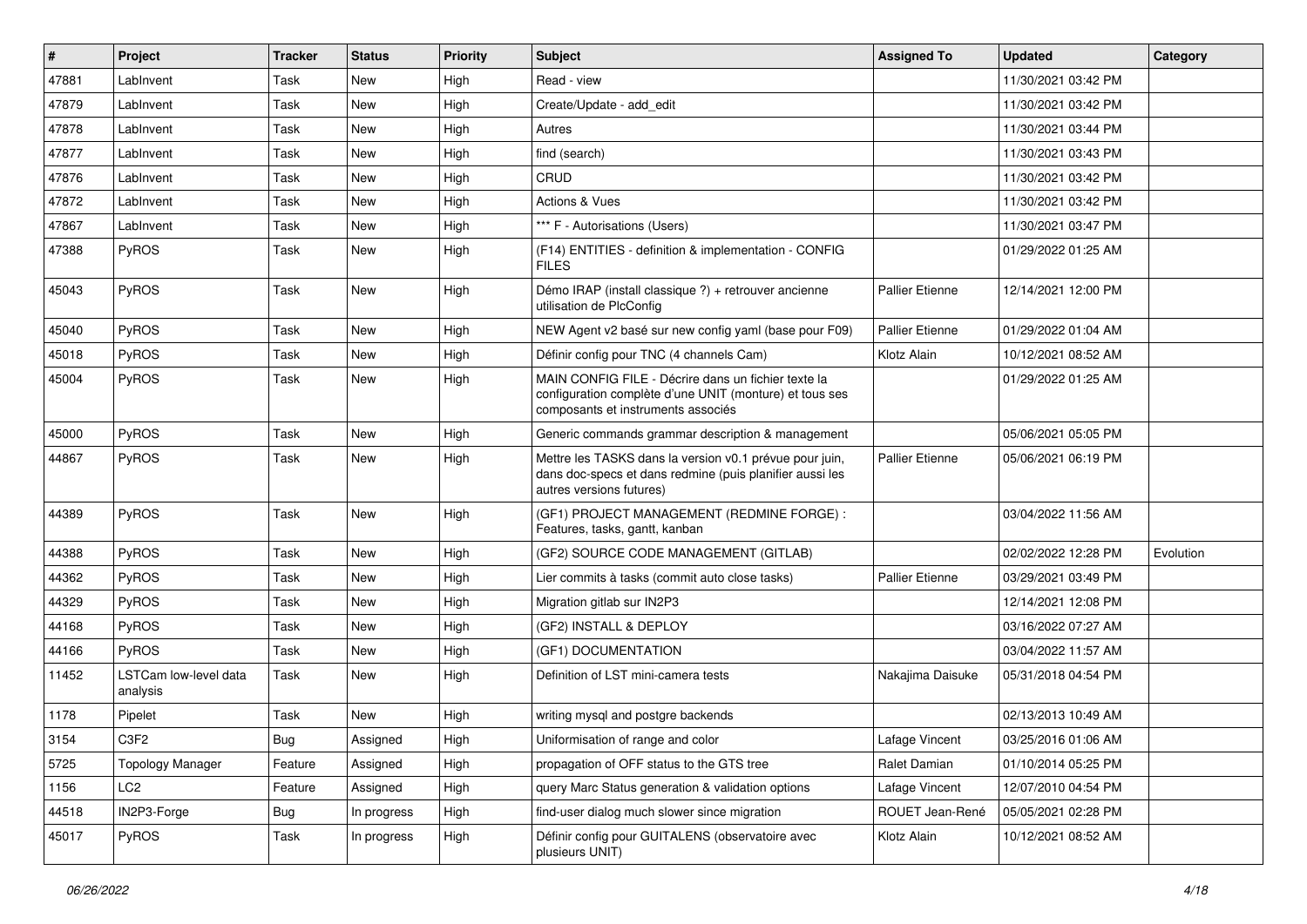| # | Project | Tracker | Status | Priority | Subject | Assigned To | Updated | Category |
|---|---|---|---|---|---|---|---|---|
| 47881 | LabInvent | Task | New | High | Read - view | | 11/30/2021 03:42 PM | |
| 47879 | LabInvent | Task | New | High | Create/Update - add_edit | | 11/30/2021 03:42 PM | |
| 47878 | LabInvent | Task | New | High | Autres | | 11/30/2021 03:44 PM | |
| 47877 | LabInvent | Task | New | High | find (search) | | 11/30/2021 03:43 PM | |
| 47876 | LabInvent | Task | New | High | CRUD | | 11/30/2021 03:42 PM | |
| 47872 | LabInvent | Task | New | High | Actions & Vues | | 11/30/2021 03:42 PM | |
| 47867 | LabInvent | Task | New | High | *** F - Autorisations (Users) | | 11/30/2021 03:47 PM | |
| 47388 | PyROS | Task | New | High | (F14) ENTITIES - definition & implementation - CONFIG FILES | | 01/29/2022 01:25 AM | |
| 45043 | PyROS | Task | New | High | Démo IRAP (install classique ?) + retrouver ancienne utilisation de PlcConfig | Pallier Etienne | 12/14/2021 12:00 PM | |
| 45040 | PyROS | Task | New | High | NEW Agent v2 basé sur new config yaml (base pour F09) | Pallier Etienne | 01/29/2022 01:04 AM | |
| 45018 | PyROS | Task | New | High | Définir config pour TNC (4 channels Cam) | Klotz Alain | 10/12/2021 08:52 AM | |
| 45004 | PyROS | Task | New | High | MAIN CONFIG FILE - Décrire dans un fichier texte la configuration complète d'une UNIT (monture) et tous ses composants et instruments associés | | 01/29/2022 01:25 AM | |
| 45000 | PyROS | Task | New | High | Generic commands grammar description & management | | 05/06/2021 05:05 PM | |
| 44867 | PyROS | Task | New | High | Mettre les TASKS dans la version v0.1 prévue pour juin, dans doc-specs et dans redmine (puis planifier aussi les autres versions futures) | Pallier Etienne | 05/06/2021 06:19 PM | |
| 44389 | PyROS | Task | New | High | (GF1) PROJECT MANAGEMENT (REDMINE FORGE) : Features, tasks, gantt, kanban | | 03/04/2022 11:56 AM | |
| 44388 | PyROS | Task | New | High | (GF2) SOURCE CODE MANAGEMENT (GITLAB) | | 02/02/2022 12:28 PM | Evolution |
| 44362 | PyROS | Task | New | High | Lier commits à tasks (commit auto close tasks) | Pallier Etienne | 03/29/2021 03:49 PM | |
| 44329 | PyROS | Task | New | High | Migration gitlab sur IN2P3 | | 12/14/2021 12:08 PM | |
| 44168 | PyROS | Task | New | High | (GF2) INSTALL & DEPLOY | | 03/16/2022 07:27 AM | |
| 44166 | PyROS | Task | New | High | (GF1) DOCUMENTATION | | 03/04/2022 11:57 AM | |
| 11452 | LSTCam low-level data analysis | Task | New | High | Definition of LST mini-camera tests | Nakajima Daisuke | 05/31/2018 04:54 PM | |
| 1178 | Pipelet | Task | New | High | writing mysql and postgre backends | | 02/13/2013 10:49 AM | |
| 3154 | C3F2 | Bug | Assigned | High | Uniformisation of range and color | Lafage Vincent | 03/25/2016 01:06 AM | |
| 5725 | Topology Manager | Feature | Assigned | High | propagation of OFF status to the GTS tree | Ralet Damian | 01/10/2014 05:25 PM | |
| 1156 | LC2 | Feature | Assigned | High | query Marc Status generation & validation options | Lafage Vincent | 12/07/2010 04:54 PM | |
| 44518 | IN2P3-Forge | Bug | In progress | High | find-user dialog much slower since migration | ROUET Jean-René | 05/05/2021 02:28 PM | |
| 45017 | PyROS | Task | In progress | High | Définir config pour GUITALENS (observatoire avec plusieurs UNIT) | Klotz Alain | 10/12/2021 08:52 AM | |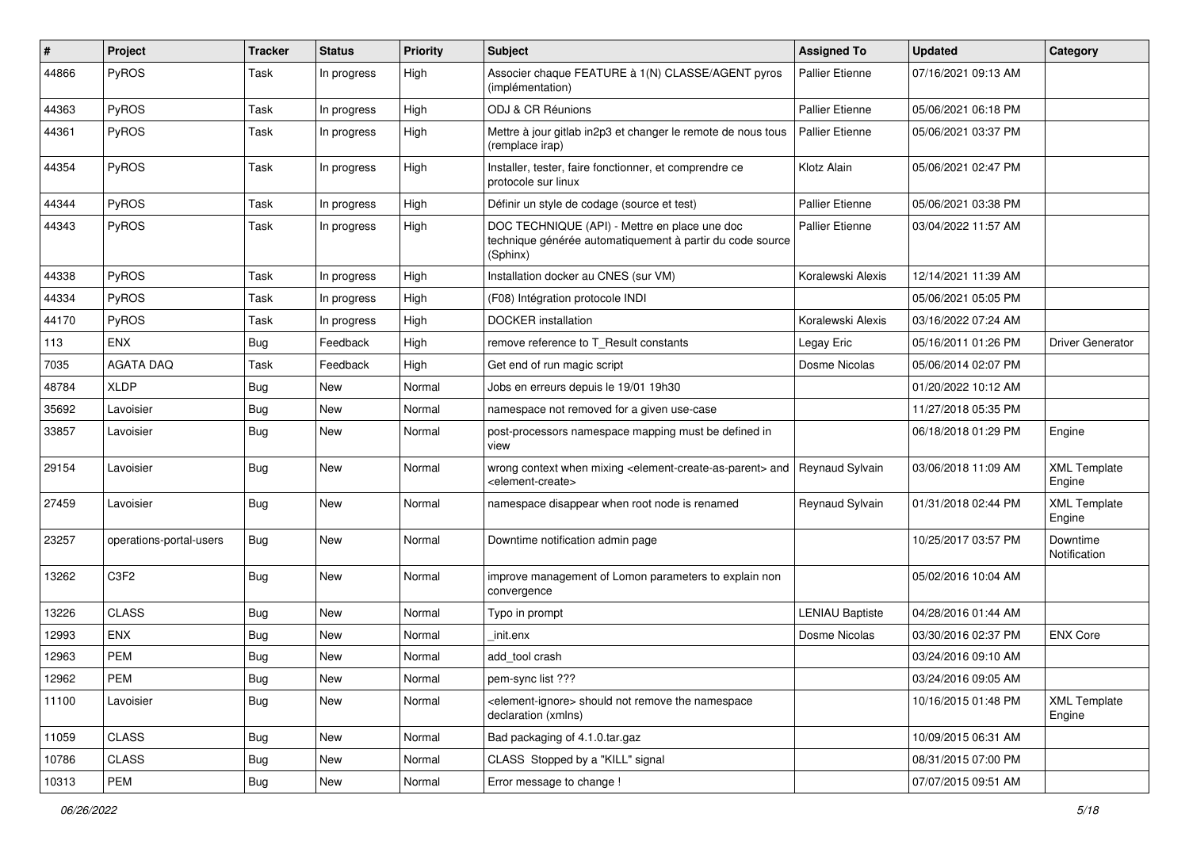| # | Project | Tracker | Status | Priority | Subject | Assigned To | Updated | Category |
|---|---|---|---|---|---|---|---|---|
| 44866 | PyROS | Task | In progress | High | Associer chaque FEATURE à 1(N) CLASSE/AGENT pyros (implémentation) | Pallier Etienne | 07/16/2021 09:13 AM | |
| 44363 | PyROS | Task | In progress | High | ODJ & CR Réunions | Pallier Etienne | 05/06/2021 06:18 PM | |
| 44361 | PyROS | Task | In progress | High | Mettre à jour gitlab in2p3 et changer le remote de nous tous (remplace irap) | Pallier Etienne | 05/06/2021 03:37 PM | |
| 44354 | PyROS | Task | In progress | High | Installer, tester, faire fonctionner, et comprendre ce protocole sur linux | Klotz Alain | 05/06/2021 02:47 PM | |
| 44344 | PyROS | Task | In progress | High | Définir un style de codage (source et test) | Pallier Etienne | 05/06/2021 03:38 PM | |
| 44343 | PyROS | Task | In progress | High | DOC TECHNIQUE (API) - Mettre en place une doc technique générée automatiquement à partir du code source (Sphinx) | Pallier Etienne | 03/04/2022 11:57 AM | |
| 44338 | PyROS | Task | In progress | High | Installation docker au CNES (sur VM) | Koralewski Alexis | 12/14/2021 11:39 AM | |
| 44334 | PyROS | Task | In progress | High | (F08) Intégration protocole INDI | | 05/06/2021 05:05 PM | |
| 44170 | PyROS | Task | In progress | High | DOCKER installation | Koralewski Alexis | 03/16/2022 07:24 AM | |
| 113 | ENX | Bug | Feedback | High | remove reference to T_Result constants | Legay Eric | 05/16/2011 01:26 PM | Driver Generator |
| 7035 | AGATA DAQ | Task | Feedback | High | Get end of run magic script | Dosme Nicolas | 05/06/2014 02:07 PM | |
| 48784 | XLDP | Bug | New | Normal | Jobs en erreurs depuis le 19/01 19h30 | | 01/20/2022 10:12 AM | |
| 35692 | Lavoisier | Bug | New | Normal | namespace not removed for a given use-case | | 11/27/2018 05:35 PM | |
| 33857 | Lavoisier | Bug | New | Normal | post-processors namespace mapping must be defined in view | | 06/18/2018 01:29 PM | Engine |
| 29154 | Lavoisier | Bug | New | Normal | wrong context when mixing <element-create-as-parent> and <element-create> | Reynaud Sylvain | 03/06/2018 11:09 AM | XML Template Engine |
| 27459 | Lavoisier | Bug | New | Normal | namespace disappear when root node is renamed | Reynaud Sylvain | 01/31/2018 02:44 PM | XML Template Engine |
| 23257 | operations-portal-users | Bug | New | Normal | Downtime notification admin page | | 10/25/2017 03:57 PM | Downtime Notification |
| 13262 | C3F2 | Bug | New | Normal | improve management of Lomon parameters to explain non convergence | | 05/02/2016 10:04 AM | |
| 13226 | CLASS | Bug | New | Normal | Typo in prompt | LENIAU Baptiste | 04/28/2016 01:44 AM | |
| 12993 | ENX | Bug | New | Normal | _init.enx | Dosme Nicolas | 03/30/2016 02:37 PM | ENX Core |
| 12963 | PEM | Bug | New | Normal | add_tool crash | | 03/24/2016 09:10 AM | |
| 12962 | PEM | Bug | New | Normal | pem-sync list ??? | | 03/24/2016 09:05 AM | |
| 11100 | Lavoisier | Bug | New | Normal | <element-ignore> should not remove the namespace declaration (xmlns) | | 10/16/2015 01:48 PM | XML Template Engine |
| 11059 | CLASS | Bug | New | Normal | Bad packaging of 4.1.0.tar.gaz | | 10/09/2015 06:31 AM | |
| 10786 | CLASS | Bug | New | Normal | CLASS Stopped by a "KILL" signal | | 08/31/2015 07:00 PM | |
| 10313 | PEM | Bug | New | Normal | Error message to change ! | | 07/07/2015 09:51 AM | |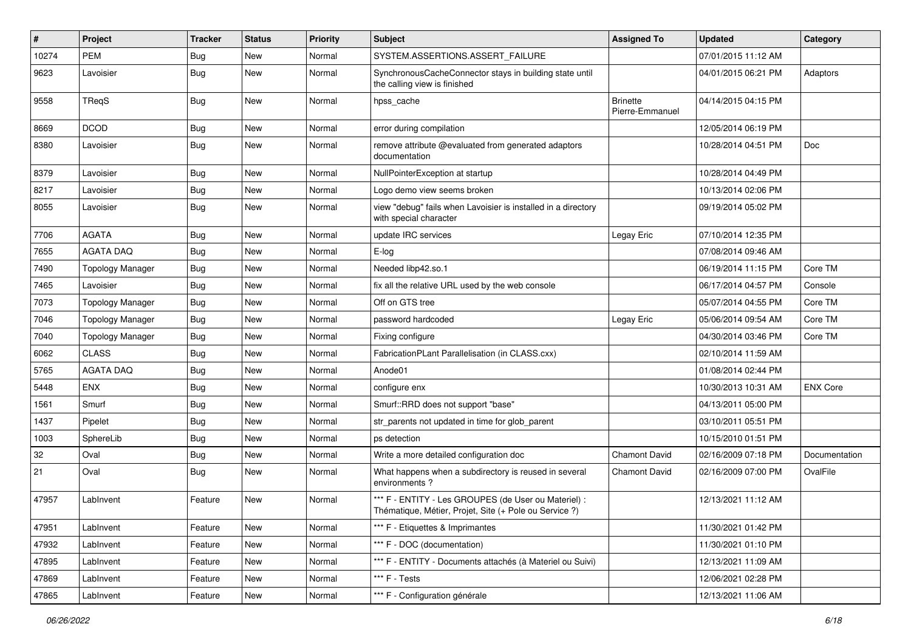| # | Project | Tracker | Status | Priority | Subject | Assigned To | Updated | Category |
|---|---|---|---|---|---|---|---|---|
| 10274 | PEM | Bug | New | Normal | SYSTEM.ASSERTIONS.ASSERT_FAILURE | | 07/01/2015 11:12 AM | |
| 9623 | Lavoisier | Bug | New | Normal | SynchronousCacheConnector stays in building state until the calling view is finished | | 04/01/2015 06:21 PM | Adaptors |
| 9558 | TReqS | Bug | New | Normal | hpss_cache | Brinette Pierre-Emmanuel | 04/14/2015 04:15 PM | |
| 8669 | DCOD | Bug | New | Normal | error during compilation | | 12/05/2014 06:19 PM | |
| 8380 | Lavoisier | Bug | New | Normal | remove attribute @evaluated from generated adaptors documentation | | 10/28/2014 04:51 PM | Doc |
| 8379 | Lavoisier | Bug | New | Normal | NullPointerException at startup | | 10/28/2014 04:49 PM | |
| 8217 | Lavoisier | Bug | New | Normal | Logo demo view seems broken | | 10/13/2014 02:06 PM | |
| 8055 | Lavoisier | Bug | New | Normal | view "debug" fails when Lavoisier is installed in a directory with special character | | 09/19/2014 05:02 PM | |
| 7706 | AGATA | Bug | New | Normal | update IRC services | Legay Eric | 07/10/2014 12:35 PM | |
| 7655 | AGATA DAQ | Bug | New | Normal | E-log | | 07/08/2014 09:46 AM | |
| 7490 | Topology Manager | Bug | New | Normal | Needed libp42.so.1 | | 06/19/2014 11:15 PM | Core TM |
| 7465 | Lavoisier | Bug | New | Normal | fix all the relative URL used by the web console | | 06/17/2014 04:57 PM | Console |
| 7073 | Topology Manager | Bug | New | Normal | Off on GTS tree | | 05/07/2014 04:55 PM | Core TM |
| 7046 | Topology Manager | Bug | New | Normal | password hardcoded | Legay Eric | 05/06/2014 09:54 AM | Core TM |
| 7040 | Topology Manager | Bug | New | Normal | Fixing configure | | 04/30/2014 03:46 PM | Core TM |
| 6062 | CLASS | Bug | New | Normal | FabricationPLant Parallelisation (in CLASS.cxx) | | 02/10/2014 11:59 AM | |
| 5765 | AGATA DAQ | Bug | New | Normal | Anode01 | | 01/08/2014 02:44 PM | |
| 5448 | ENX | Bug | New | Normal | configure enx | | 10/30/2013 10:31 AM | ENX Core |
| 1561 | Smurf | Bug | New | Normal | Smurf::RRD does not support "base" | | 04/13/2011 05:00 PM | |
| 1437 | Pipelet | Bug | New | Normal | str_parents not updated in time for glob_parent | | 03/10/2011 05:51 PM | |
| 1003 | SphereLib | Bug | New | Normal | ps detection | | 10/15/2010 01:51 PM | |
| 32 | Oval | Bug | New | Normal | Write a more detailed configuration doc | Chamont David | 02/16/2009 07:18 PM | Documentation |
| 21 | Oval | Bug | New | Normal | What happens when a subdirectory is reused in several environments ? | Chamont David | 02/16/2009 07:00 PM | OvalFile |
| 47957 | LabInvent | Feature | New | Normal | *** F - ENTITY - Les GROUPES (de User ou Materiel) : Thématique, Métier, Projet, Site (+ Pole ou Service ?) | | 12/13/2021 11:12 AM | |
| 47951 | LabInvent | Feature | New | Normal | *** F - Etiquettes & Imprimantes | | 11/30/2021 01:42 PM | |
| 47932 | LabInvent | Feature | New | Normal | *** F - DOC (documentation) | | 11/30/2021 01:10 PM | |
| 47895 | LabInvent | Feature | New | Normal | *** F - ENTITY - Documents attachés (à Materiel ou Suivi) | | 12/13/2021 11:09 AM | |
| 47869 | LabInvent | Feature | New | Normal | *** F - Tests | | 12/06/2021 02:28 PM | |
| 47865 | LabInvent | Feature | New | Normal | *** F - Configuration générale | | 12/13/2021 11:06 AM | |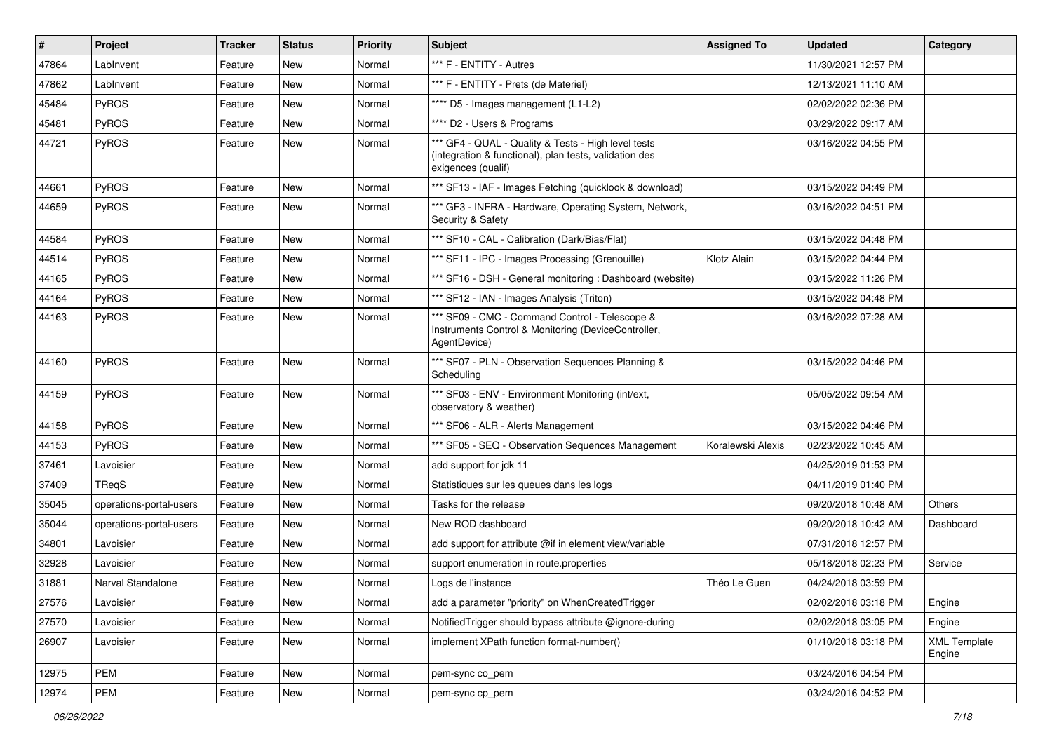| # | Project | Tracker | Status | Priority | Subject | Assigned To | Updated | Category |
|---|---|---|---|---|---|---|---|---|
| 47864 | LabInvent | Feature | New | Normal | *** F - ENTITY - Autres | | 11/30/2021 12:57 PM | |
| 47862 | LabInvent | Feature | New | Normal | *** F - ENTITY - Prets (de Materiel) | | 12/13/2021 11:10 AM | |
| 45484 | PyROS | Feature | New | Normal | **** D5 - Images management (L1-L2) | | 02/02/2022 02:36 PM | |
| 45481 | PyROS | Feature | New | Normal | **** D2 - Users & Programs | | 03/29/2022 09:17 AM | |
| 44721 | PyROS | Feature | New | Normal | *** GF4 - QUAL - Quality & Tests - High level tests (integration & functional), plan tests, validation des exigences (qualif) | | 03/16/2022 04:55 PM | |
| 44661 | PyROS | Feature | New | Normal | *** SF13 - IAF - Images Fetching (quicklook & download) | | 03/15/2022 04:49 PM | |
| 44659 | PyROS | Feature | New | Normal | *** GF3 - INFRA - Hardware, Operating System, Network, Security & Safety | | 03/16/2022 04:51 PM | |
| 44584 | PyROS | Feature | New | Normal | *** SF10 - CAL - Calibration (Dark/Bias/Flat) | | 03/15/2022 04:48 PM | |
| 44514 | PyROS | Feature | New | Normal | *** SF11 - IPC - Images Processing (Grenouille) | Klotz Alain | 03/15/2022 04:44 PM | |
| 44165 | PyROS | Feature | New | Normal | *** SF16 - DSH - General monitoring : Dashboard (website) | | 03/15/2022 11:26 PM | |
| 44164 | PyROS | Feature | New | Normal | *** SF12 - IAN - Images Analysis (Triton) | | 03/15/2022 04:48 PM | |
| 44163 | PyROS | Feature | New | Normal | *** SF09 - CMC - Command Control - Telescope & Instruments Control & Monitoring (DeviceController, AgentDevice) | | 03/16/2022 07:28 AM | |
| 44160 | PyROS | Feature | New | Normal | *** SF07 - PLN - Observation Sequences Planning & Scheduling | | 03/15/2022 04:46 PM | |
| 44159 | PyROS | Feature | New | Normal | *** SF03 - ENV - Environment Monitoring (int/ext, observatory & weather) | | 05/05/2022 09:54 AM | |
| 44158 | PyROS | Feature | New | Normal | *** SF06 - ALR - Alerts Management | | 03/15/2022 04:46 PM | |
| 44153 | PyROS | Feature | New | Normal | *** SF05 - SEQ - Observation Sequences Management | Koralewski Alexis | 02/23/2022 10:45 AM | |
| 37461 | Lavoisier | Feature | New | Normal | add support for jdk 11 | | 04/25/2019 01:53 PM | |
| 37409 | TReqS | Feature | New | Normal | Statistiques sur les queues dans les logs | | 04/11/2019 01:40 PM | |
| 35045 | operations-portal-users | Feature | New | Normal | Tasks for the release | | 09/20/2018 10:48 AM | Others |
| 35044 | operations-portal-users | Feature | New | Normal | New ROD dashboard | | 09/20/2018 10:42 AM | Dashboard |
| 34801 | Lavoisier | Feature | New | Normal | add support for attribute @if in element view/variable | | 07/31/2018 12:57 PM | |
| 32928 | Lavoisier | Feature | New | Normal | support enumeration in route.properties | | 05/18/2018 02:23 PM | Service |
| 31881 | Narval Standalone | Feature | New | Normal | Logs de l'instance | Théo Le Guen | 04/24/2018 03:59 PM | |
| 27576 | Lavoisier | Feature | New | Normal | add a parameter "priority" on WhenCreatedTrigger | | 02/02/2018 03:18 PM | Engine |
| 27570 | Lavoisier | Feature | New | Normal | NotifiedTrigger should bypass attribute @ignore-during | | 02/02/2018 03:05 PM | Engine |
| 26907 | Lavoisier | Feature | New | Normal | implement XPath function format-number() | | 01/10/2018 03:18 PM | XML Template Engine |
| 12975 | PEM | Feature | New | Normal | pem-sync co_pem | | 03/24/2016 04:54 PM | |
| 12974 | PEM | Feature | New | Normal | pem-sync cp_pem | | 03/24/2016 04:52 PM | |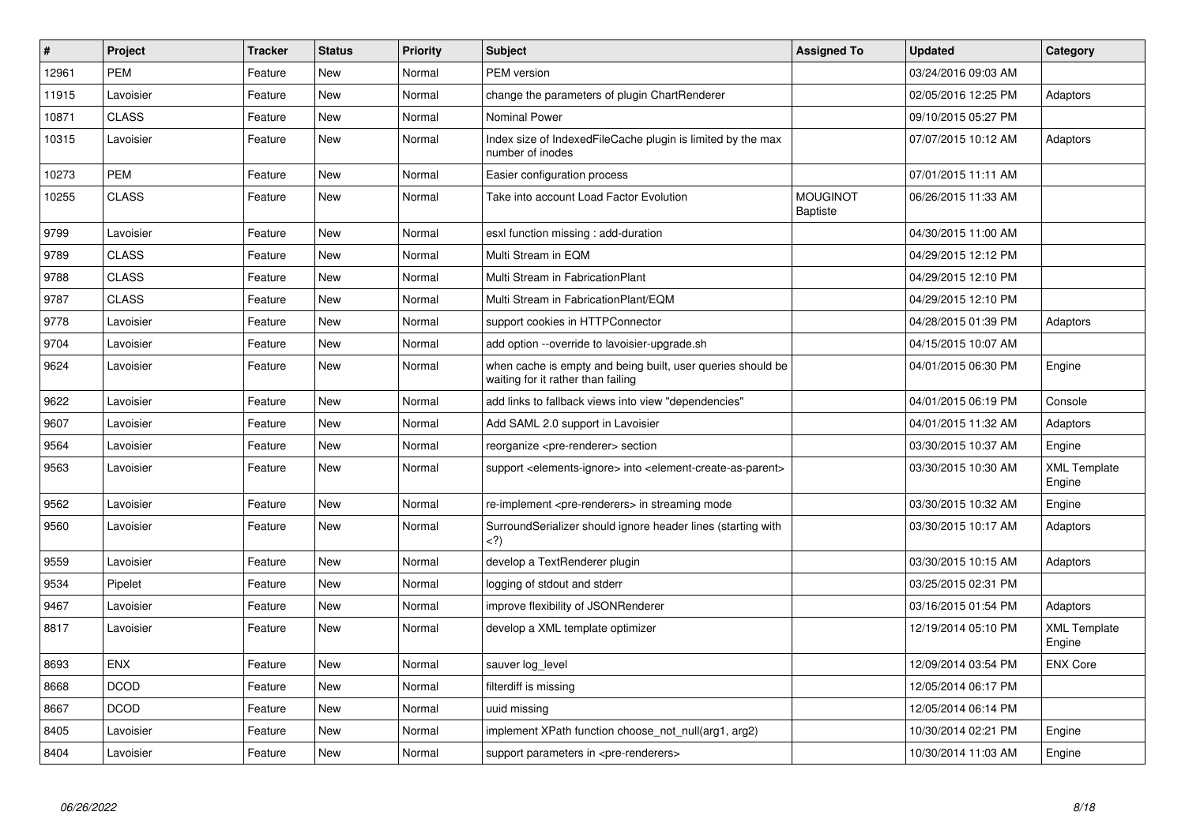| # | Project | Tracker | Status | Priority | Subject | Assigned To | Updated | Category |
|---|---|---|---|---|---|---|---|---|
| 12961 | PEM | Feature | New | Normal | PEM version | | 03/24/2016 09:03 AM | |
| 11915 | Lavoisier | Feature | New | Normal | change the parameters of plugin ChartRenderer | | 02/05/2016 12:25 PM | Adaptors |
| 10871 | CLASS | Feature | New | Normal | Nominal Power | | 09/10/2015 05:27 PM | |
| 10315 | Lavoisier | Feature | New | Normal | Index size of IndexedFileCache plugin is limited by the max number of inodes | | 07/07/2015 10:12 AM | Adaptors |
| 10273 | PEM | Feature | New | Normal | Easier configuration process | | 07/01/2015 11:11 AM | |
| 10255 | CLASS | Feature | New | Normal | Take into account Load Factor Evolution | MOUGINOT Baptiste | 06/26/2015 11:33 AM | |
| 9799 | Lavoisier | Feature | New | Normal | esxl function missing : add-duration | | 04/30/2015 11:00 AM | |
| 9789 | CLASS | Feature | New | Normal | Multi Stream in EQM | | 04/29/2015 12:12 PM | |
| 9788 | CLASS | Feature | New | Normal | Multi Stream in FabricationPlant | | 04/29/2015 12:10 PM | |
| 9787 | CLASS | Feature | New | Normal | Multi Stream in FabricationPlant/EQM | | 04/29/2015 12:10 PM | |
| 9778 | Lavoisier | Feature | New | Normal | support cookies in HTTPConnector | | 04/28/2015 01:39 PM | Adaptors |
| 9704 | Lavoisier | Feature | New | Normal | add option --override to lavoisier-upgrade.sh | | 04/15/2015 10:07 AM | |
| 9624 | Lavoisier | Feature | New | Normal | when cache is empty and being built, user queries should be waiting for it rather than failing | | 04/01/2015 06:30 PM | Engine |
| 9622 | Lavoisier | Feature | New | Normal | add links to fallback views into view "dependencies" | | 04/01/2015 06:19 PM | Console |
| 9607 | Lavoisier | Feature | New | Normal | Add SAML 2.0 support in Lavoisier | | 04/01/2015 11:32 AM | Adaptors |
| 9564 | Lavoisier | Feature | New | Normal | reorganize <pre-renderer> section | | 03/30/2015 10:37 AM | Engine |
| 9563 | Lavoisier | Feature | New | Normal | support <elements-ignore> into <element-create-as-parent> | | 03/30/2015 10:30 AM | XML Template Engine |
| 9562 | Lavoisier | Feature | New | Normal | re-implement <pre-renderers> in streaming mode | | 03/30/2015 10:32 AM | Engine |
| 9560 | Lavoisier | Feature | New | Normal | SurroundSerializer should ignore header lines (starting with <?) | | 03/30/2015 10:17 AM | Adaptors |
| 9559 | Lavoisier | Feature | New | Normal | develop a TextRenderer plugin | | 03/30/2015 10:15 AM | Adaptors |
| 9534 | Pipelet | Feature | New | Normal | logging of stdout and stderr | | 03/25/2015 02:31 PM | |
| 9467 | Lavoisier | Feature | New | Normal | improve flexibility of JSONRenderer | | 03/16/2015 01:54 PM | Adaptors |
| 8817 | Lavoisier | Feature | New | Normal | develop a XML template optimizer | | 12/19/2014 05:10 PM | XML Template Engine |
| 8693 | ENX | Feature | New | Normal | sauver log_level | | 12/09/2014 03:54 PM | ENX Core |
| 8668 | DCOD | Feature | New | Normal | filterdiff is missing | | 12/05/2014 06:17 PM | |
| 8667 | DCOD | Feature | New | Normal | uuid missing | | 12/05/2014 06:14 PM | |
| 8405 | Lavoisier | Feature | New | Normal | implement XPath function choose_not_null(arg1, arg2) | | 10/30/2014 02:21 PM | Engine |
| 8404 | Lavoisier | Feature | New | Normal | support parameters in <pre-renderers> | | 10/30/2014 11:03 AM | Engine |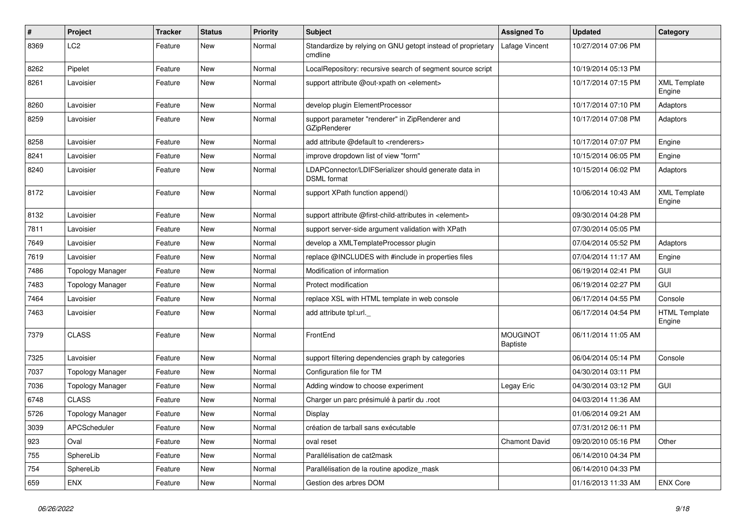| # | Project | Tracker | Status | Priority | Subject | Assigned To | Updated | Category |
|---|---|---|---|---|---|---|---|---|
| 8369 | LC2 | Feature | New | Normal | Standardize by relying on GNU getopt instead of proprietary cmdline | Lafage Vincent | 10/27/2014 07:06 PM | |
| 8262 | Pipelet | Feature | New | Normal | LocalRepository: recursive search of segment source script | | 10/19/2014 05:13 PM | |
| 8261 | Lavoisier | Feature | New | Normal | support attribute @out-xpath on <element> | | 10/17/2014 07:15 PM | XML Template Engine |
| 8260 | Lavoisier | Feature | New | Normal | develop plugin ElementProcessor | | 10/17/2014 07:10 PM | Adaptors |
| 8259 | Lavoisier | Feature | New | Normal | support parameter "renderer" in ZipRenderer and GZipRenderer | | 10/17/2014 07:08 PM | Adaptors |
| 8258 | Lavoisier | Feature | New | Normal | add attribute @default to <renderers> | | 10/17/2014 07:07 PM | Engine |
| 8241 | Lavoisier | Feature | New | Normal | improve dropdown list of view "form" | | 10/15/2014 06:05 PM | Engine |
| 8240 | Lavoisier | Feature | New | Normal | LDAPConnector/LDIFSerializer should generate data in DSML format | | 10/15/2014 06:02 PM | Adaptors |
| 8172 | Lavoisier | Feature | New | Normal | support XPath function append() | | 10/06/2014 10:43 AM | XML Template Engine |
| 8132 | Lavoisier | Feature | New | Normal | support attribute @first-child-attributes in <element> | | 09/30/2014 04:28 PM | |
| 7811 | Lavoisier | Feature | New | Normal | support server-side argument validation with XPath | | 07/30/2014 05:05 PM | |
| 7649 | Lavoisier | Feature | New | Normal | develop a XMLTemplateProcessor plugin | | 07/04/2014 05:52 PM | Adaptors |
| 7619 | Lavoisier | Feature | New | Normal | replace @INCLUDES with #include in properties files | | 07/04/2014 11:17 AM | Engine |
| 7486 | Topology Manager | Feature | New | Normal | Modification of information | | 06/19/2014 02:41 PM | GUI |
| 7483 | Topology Manager | Feature | New | Normal | Protect modification | | 06/19/2014 02:27 PM | GUI |
| 7464 | Lavoisier | Feature | New | Normal | replace XSL with HTML template in web console | | 06/17/2014 04:55 PM | Console |
| 7463 | Lavoisier | Feature | New | Normal | add attribute tpl:url._ | | 06/17/2014 04:54 PM | HTML Template Engine |
| 7379 | CLASS | Feature | New | Normal | FrontEnd | MOUGINOT Baptiste | 06/11/2014 11:05 AM | |
| 7325 | Lavoisier | Feature | New | Normal | support filtering dependencies graph by categories | | 06/04/2014 05:14 PM | Console |
| 7037 | Topology Manager | Feature | New | Normal | Configuration file for TM | | 04/30/2014 03:11 PM | |
| 7036 | Topology Manager | Feature | New | Normal | Adding window to choose experiment | Legay Eric | 04/30/2014 03:12 PM | GUI |
| 6748 | CLASS | Feature | New | Normal | Charger un parc présimulé à partir du .root | | 04/03/2014 11:36 AM | |
| 5726 | Topology Manager | Feature | New | Normal | Display | | 01/06/2014 09:21 AM | |
| 3039 | APCScheduler | Feature | New | Normal | création de tarball sans exécutable | | 07/31/2012 06:11 PM | |
| 923 | Oval | Feature | New | Normal | oval reset | Chamont David | 09/20/2010 05:16 PM | Other |
| 755 | SphereLib | Feature | New | Normal | Parallélisation de cat2mask | | 06/14/2010 04:34 PM | |
| 754 | SphereLib | Feature | New | Normal | Parallélisation de la routine apodize_mask | | 06/14/2010 04:33 PM | |
| 659 | ENX | Feature | New | Normal | Gestion des arbres DOM | | 01/16/2013 11:33 AM | ENX Core |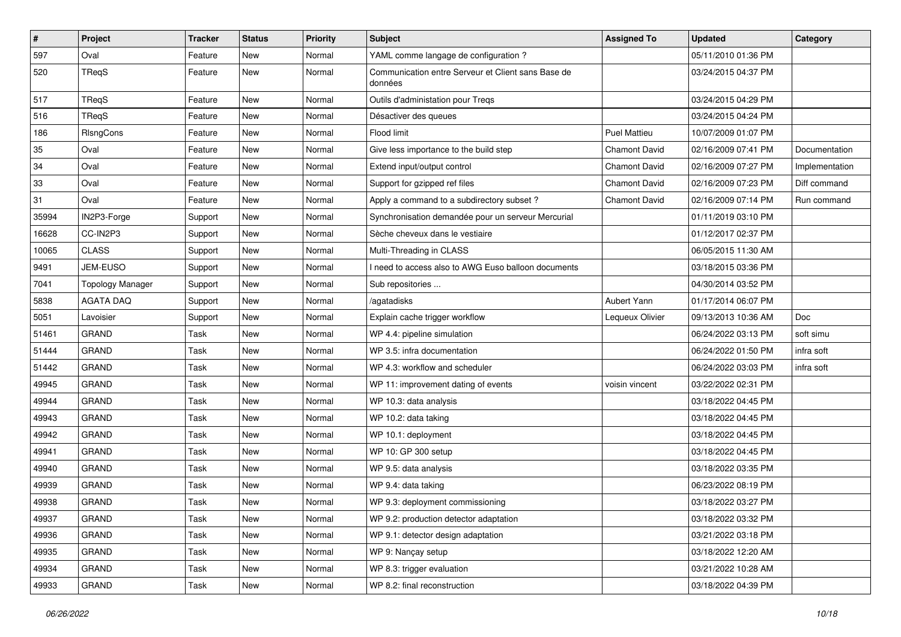| # | Project | Tracker | Status | Priority | Subject | Assigned To | Updated | Category |
|---|---|---|---|---|---|---|---|---|
| 597 | Oval | Feature | New | Normal | YAML comme langage de configuration ? | | 05/11/2010 01:36 PM | |
| 520 | TReqS | Feature | New | Normal | Communication entre Serveur et Client sans Base de données | | 03/24/2015 04:37 PM | |
| 517 | TReqS | Feature | New | Normal | Outils d'administation pour Treqs | | 03/24/2015 04:29 PM | |
| 516 | TReqS | Feature | New | Normal | Désactiver des queues | | 03/24/2015 04:24 PM | |
| 186 | RlsngCons | Feature | New | Normal | Flood limit | Puel Mattieu | 10/07/2009 01:07 PM | |
| 35 | Oval | Feature | New | Normal | Give less importance to the build step | Chamont David | 02/16/2009 07:41 PM | Documentation |
| 34 | Oval | Feature | New | Normal | Extend input/output control | Chamont David | 02/16/2009 07:27 PM | Implementation |
| 33 | Oval | Feature | New | Normal | Support for gzipped ref files | Chamont David | 02/16/2009 07:23 PM | Diff command |
| 31 | Oval | Feature | New | Normal | Apply a command to a subdirectory subset ? | Chamont David | 02/16/2009 07:14 PM | Run command |
| 35994 | IN2P3-Forge | Support | New | Normal | Synchronisation demandée pour un serveur Mercurial | | 01/11/2019 03:10 PM | |
| 16628 | CC-IN2P3 | Support | New | Normal | Sèche cheveux dans le vestiaire | | 01/12/2017 02:37 PM | |
| 10065 | CLASS | Support | New | Normal | Multi-Threading in CLASS | | 06/05/2015 11:30 AM | |
| 9491 | JEM-EUSO | Support | New | Normal | I need to access also to AWG Euso balloon documents | | 03/18/2015 03:36 PM | |
| 7041 | Topology Manager | Support | New | Normal | Sub repositories ... | | 04/30/2014 03:52 PM | |
| 5838 | AGATA DAQ | Support | New | Normal | /agatadisks | Aubert Yann | 01/17/2014 06:07 PM | |
| 5051 | Lavoisier | Support | New | Normal | Explain cache trigger workflow | Lequeux Olivier | 09/13/2013 10:36 AM | Doc |
| 51461 | GRAND | Task | New | Normal | WP 4.4: pipeline simulation | | 06/24/2022 03:13 PM | soft simu |
| 51444 | GRAND | Task | New | Normal | WP 3.5: infra documentation | | 06/24/2022 01:50 PM | infra soft |
| 51442 | GRAND | Task | New | Normal | WP 4.3: workflow and scheduler | | 06/24/2022 03:03 PM | infra soft |
| 49945 | GRAND | Task | New | Normal | WP 11: improvement dating of events | voisin vincent | 03/22/2022 02:31 PM | |
| 49944 | GRAND | Task | New | Normal | WP 10.3: data analysis | | 03/18/2022 04:45 PM | |
| 49943 | GRAND | Task | New | Normal | WP 10.2: data taking | | 03/18/2022 04:45 PM | |
| 49942 | GRAND | Task | New | Normal | WP 10.1: deployment | | 03/18/2022 04:45 PM | |
| 49941 | GRAND | Task | New | Normal | WP 10: GP 300 setup | | 03/18/2022 04:45 PM | |
| 49940 | GRAND | Task | New | Normal | WP 9.5: data analysis | | 03/18/2022 03:35 PM | |
| 49939 | GRAND | Task | New | Normal | WP 9.4: data taking | | 06/23/2022 08:19 PM | |
| 49938 | GRAND | Task | New | Normal | WP 9.3: deployment commissioning | | 03/18/2022 03:27 PM | |
| 49937 | GRAND | Task | New | Normal | WP 9.2: production detector adaptation | | 03/18/2022 03:32 PM | |
| 49936 | GRAND | Task | New | Normal | WP 9.1: detector design adaptation | | 03/21/2022 03:18 PM | |
| 49935 | GRAND | Task | New | Normal | WP 9: Nançay setup | | 03/18/2022 12:20 AM | |
| 49934 | GRAND | Task | New | Normal | WP 8.3: trigger evaluation | | 03/21/2022 10:28 AM | |
| 49933 | GRAND | Task | New | Normal | WP 8.2: final reconstruction | | 03/18/2022 04:39 PM | |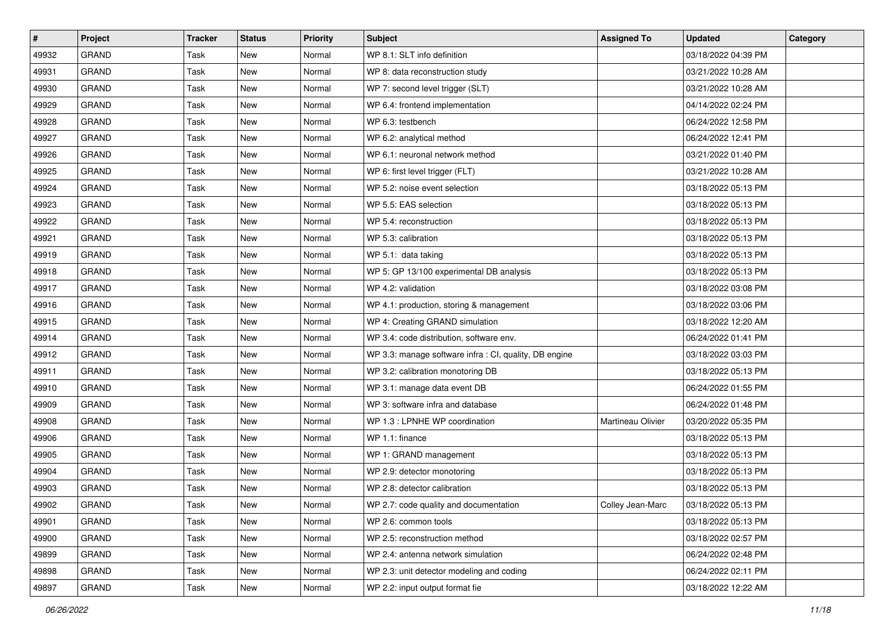| # | Project | Tracker | Status | Priority | Subject | Assigned To | Updated | Category |
|---|---|---|---|---|---|---|---|---|
| 49932 | GRAND | Task | New | Normal | WP 8.1: SLT info definition | | 03/18/2022 04:39 PM | |
| 49931 | GRAND | Task | New | Normal | WP 8: data reconstruction study | | 03/21/2022 10:28 AM | |
| 49930 | GRAND | Task | New | Normal | WP 7: second level trigger (SLT) | | 03/21/2022 10:28 AM | |
| 49929 | GRAND | Task | New | Normal | WP 6.4: frontend implementation | | 04/14/2022 02:24 PM | |
| 49928 | GRAND | Task | New | Normal | WP 6.3: testbench | | 06/24/2022 12:58 PM | |
| 49927 | GRAND | Task | New | Normal | WP 6.2: analytical method | | 06/24/2022 12:41 PM | |
| 49926 | GRAND | Task | New | Normal | WP 6.1: neuronal network method | | 03/21/2022 01:40 PM | |
| 49925 | GRAND | Task | New | Normal | WP 6: first level trigger (FLT) | | 03/21/2022 10:28 AM | |
| 49924 | GRAND | Task | New | Normal | WP 5.2: noise event selection | | 03/18/2022 05:13 PM | |
| 49923 | GRAND | Task | New | Normal | WP 5.5: EAS selection | | 03/18/2022 05:13 PM | |
| 49922 | GRAND | Task | New | Normal | WP 5.4: reconstruction | | 03/18/2022 05:13 PM | |
| 49921 | GRAND | Task | New | Normal | WP 5.3: calibration | | 03/18/2022 05:13 PM | |
| 49919 | GRAND | Task | New | Normal | WP 5.1: data taking | | 03/18/2022 05:13 PM | |
| 49918 | GRAND | Task | New | Normal | WP 5: GP 13/100 experimental DB analysis | | 03/18/2022 05:13 PM | |
| 49917 | GRAND | Task | New | Normal | WP 4.2: validation | | 03/18/2022 03:08 PM | |
| 49916 | GRAND | Task | New | Normal | WP 4.1: production, storing & management | | 03/18/2022 03:06 PM | |
| 49915 | GRAND | Task | New | Normal | WP 4: Creating GRAND simulation | | 03/18/2022 12:20 AM | |
| 49914 | GRAND | Task | New | Normal | WP 3.4: code distribution, software env. | | 06/24/2022 01:41 PM | |
| 49912 | GRAND | Task | New | Normal | WP 3.3: manage software infra : CI, quality, DB engine | | 03/18/2022 03:03 PM | |
| 49911 | GRAND | Task | New | Normal | WP 3.2: calibration monotoring DB | | 03/18/2022 05:13 PM | |
| 49910 | GRAND | Task | New | Normal | WP 3.1: manage data event DB | | 06/24/2022 01:55 PM | |
| 49909 | GRAND | Task | New | Normal | WP 3: software infra and database | | 06/24/2022 01:48 PM | |
| 49908 | GRAND | Task | New | Normal | WP 1.3 : LPNHE WP coordination | Martineau Olivier | 03/20/2022 05:35 PM | |
| 49906 | GRAND | Task | New | Normal | WP 1.1: finance | | 03/18/2022 05:13 PM | |
| 49905 | GRAND | Task | New | Normal | WP 1: GRAND management | | 03/18/2022 05:13 PM | |
| 49904 | GRAND | Task | New | Normal | WP 2.9: detector monotoring | | 03/18/2022 05:13 PM | |
| 49903 | GRAND | Task | New | Normal | WP 2.8: detector calibration | | 03/18/2022 05:13 PM | |
| 49902 | GRAND | Task | New | Normal | WP 2.7: code quality and documentation | Colley Jean-Marc | 03/18/2022 05:13 PM | |
| 49901 | GRAND | Task | New | Normal | WP 2.6: common tools | | 03/18/2022 05:13 PM | |
| 49900 | GRAND | Task | New | Normal | WP 2.5: reconstruction method | | 03/18/2022 02:57 PM | |
| 49899 | GRAND | Task | New | Normal | WP 2.4: antenna network simulation | | 06/24/2022 02:48 PM | |
| 49898 | GRAND | Task | New | Normal | WP 2.3: unit detector modeling and coding | | 06/24/2022 02:11 PM | |
| 49897 | GRAND | Task | New | Normal | WP 2.2: input output format fie | | 03/18/2022 12:22 AM | |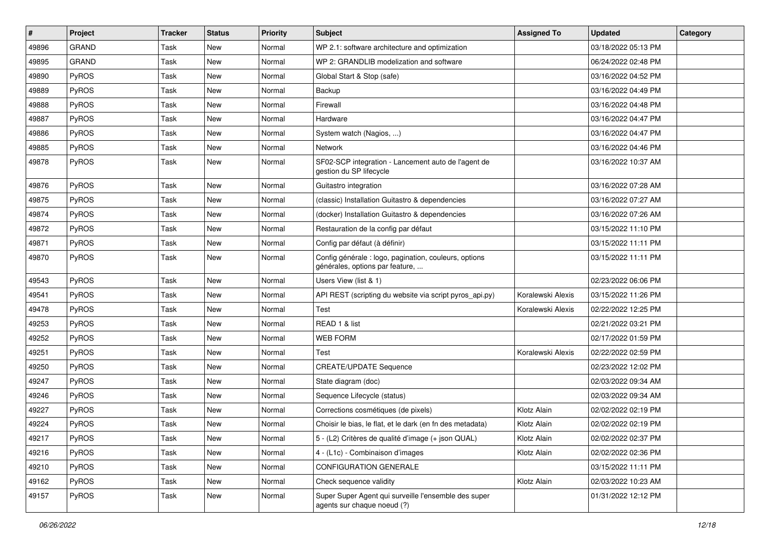| # | Project | Tracker | Status | Priority | Subject | Assigned To | Updated | Category |
|---|---|---|---|---|---|---|---|---|
| 49896 | GRAND | Task | New | Normal | WP 2.1: software architecture and optimization | | 03/18/2022 05:13 PM | |
| 49895 | GRAND | Task | New | Normal | WP 2: GRANDLIB modelization and software | | 06/24/2022 02:48 PM | |
| 49890 | PyROS | Task | New | Normal | Global Start & Stop (safe) | | 03/16/2022 04:52 PM | |
| 49889 | PyROS | Task | New | Normal | Backup | | 03/16/2022 04:49 PM | |
| 49888 | PyROS | Task | New | Normal | Firewall | | 03/16/2022 04:48 PM | |
| 49887 | PyROS | Task | New | Normal | Hardware | | 03/16/2022 04:47 PM | |
| 49886 | PyROS | Task | New | Normal | System watch (Nagios, ...) | | 03/16/2022 04:47 PM | |
| 49885 | PyROS | Task | New | Normal | Network | | 03/16/2022 04:46 PM | |
| 49878 | PyROS | Task | New | Normal | SF02-SCP integration - Lancement auto de l'agent de gestion du SP lifecycle | | 03/16/2022 10:37 AM | |
| 49876 | PyROS | Task | New | Normal | Guitastro integration | | 03/16/2022 07:28 AM | |
| 49875 | PyROS | Task | New | Normal | (classic) Installation Guitastro & dependencies | | 03/16/2022 07:27 AM | |
| 49874 | PyROS | Task | New | Normal | (docker) Installation Guitastro & dependencies | | 03/16/2022 07:26 AM | |
| 49872 | PyROS | Task | New | Normal | Restauration de la config par défaut | | 03/15/2022 11:10 PM | |
| 49871 | PyROS | Task | New | Normal | Config par défaut (à définir) | | 03/15/2022 11:11 PM | |
| 49870 | PyROS | Task | New | Normal | Config générale : logo, pagination, couleurs, options générales, options par feature, ... | | 03/15/2022 11:11 PM | |
| 49543 | PyROS | Task | New | Normal | Users View (list & 1) | | 02/23/2022 06:06 PM | |
| 49541 | PyROS | Task | New | Normal | API REST (scripting du website via script pyros_api.py) | Koralewski Alexis | 03/15/2022 11:26 PM | |
| 49478 | PyROS | Task | New | Normal | Test | Koralewski Alexis | 02/22/2022 12:25 PM | |
| 49253 | PyROS | Task | New | Normal | READ 1 & list | | 02/21/2022 03:21 PM | |
| 49252 | PyROS | Task | New | Normal | WEB FORM | | 02/17/2022 01:59 PM | |
| 49251 | PyROS | Task | New | Normal | Test | Koralewski Alexis | 02/22/2022 02:59 PM | |
| 49250 | PyROS | Task | New | Normal | CREATE/UPDATE Sequence | | 02/23/2022 12:02 PM | |
| 49247 | PyROS | Task | New | Normal | State diagram (doc) | | 02/03/2022 09:34 AM | |
| 49246 | PyROS | Task | New | Normal | Sequence Lifecycle (status) | | 02/03/2022 09:34 AM | |
| 49227 | PyROS | Task | New | Normal | Corrections cosmétiques (de pixels) | Klotz Alain | 02/02/2022 02:19 PM | |
| 49224 | PyROS | Task | New | Normal | Choisir le bias, le flat, et le dark (en fn des metadata) | Klotz Alain | 02/02/2022 02:19 PM | |
| 49217 | PyROS | Task | New | Normal | 5 - (L2) Critères de qualité d'image (+ json QUAL) | Klotz Alain | 02/02/2022 02:37 PM | |
| 49216 | PyROS | Task | New | Normal | 4 - (L1c) - Combinaison d'images | Klotz Alain | 02/02/2022 02:36 PM | |
| 49210 | PyROS | Task | New | Normal | CONFIGURATION GENERALE | | 03/15/2022 11:11 PM | |
| 49162 | PyROS | Task | New | Normal | Check sequence validity | Klotz Alain | 02/03/2022 10:23 AM | |
| 49157 | PyROS | Task | New | Normal | Super Super Agent qui surveille l'ensemble des super agents sur chaque noeud (?) | | 01/31/2022 12:12 PM | |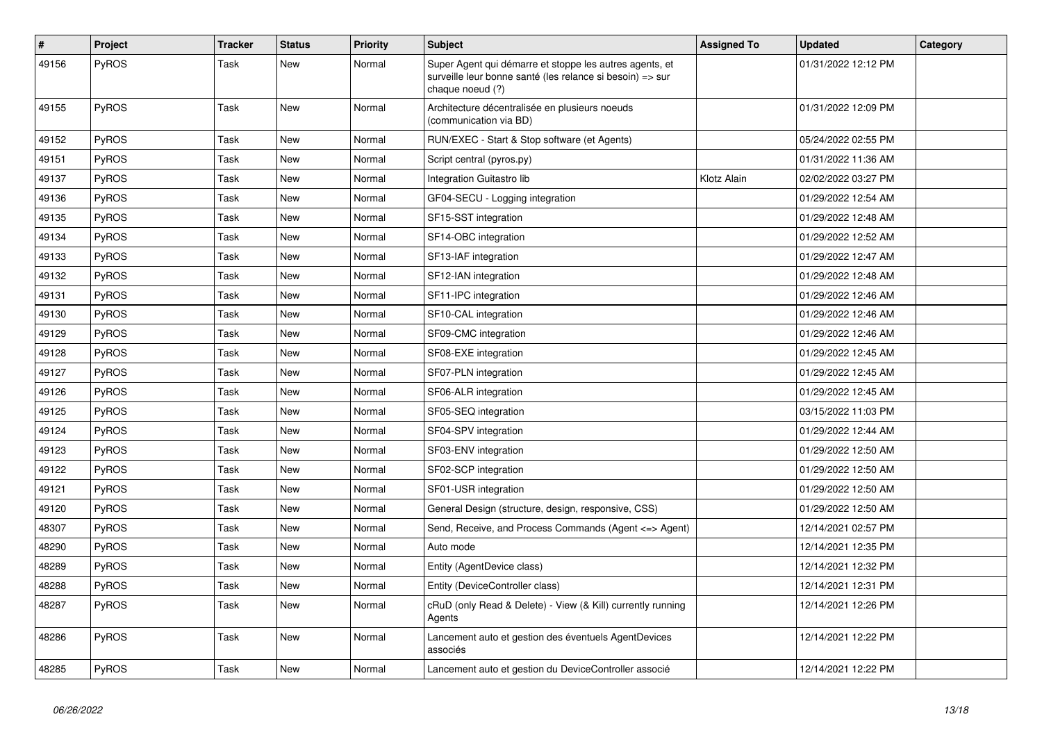| # | Project | Tracker | Status | Priority | Subject | Assigned To | Updated | Category |
|---|---|---|---|---|---|---|---|---|
| 49156 | PyROS | Task | New | Normal | Super Agent qui démarre et stoppe les autres agents, et surveille leur bonne santé (les relance si besoin) => sur chaque noeud (?) | | 01/31/2022 12:12 PM | |
| 49155 | PyROS | Task | New | Normal | Architecture décentralisée en plusieurs noeuds (communication via BD) | | 01/31/2022 12:09 PM | |
| 49152 | PyROS | Task | New | Normal | RUN/EXEC - Start & Stop software (et Agents) | | 05/24/2022 02:55 PM | |
| 49151 | PyROS | Task | New | Normal | Script central (pyros.py) | | 01/31/2022 11:36 AM | |
| 49137 | PyROS | Task | New | Normal | Integration Guitastro lib | Klotz Alain | 02/02/2022 03:27 PM | |
| 49136 | PyROS | Task | New | Normal | GF04-SECU - Logging integration | | 01/29/2022 12:54 AM | |
| 49135 | PyROS | Task | New | Normal | SF15-SST integration | | 01/29/2022 12:48 AM | |
| 49134 | PyROS | Task | New | Normal | SF14-OBC integration | | 01/29/2022 12:52 AM | |
| 49133 | PyROS | Task | New | Normal | SF13-IAF integration | | 01/29/2022 12:47 AM | |
| 49132 | PyROS | Task | New | Normal | SF12-IAN integration | | 01/29/2022 12:48 AM | |
| 49131 | PyROS | Task | New | Normal | SF11-IPC integration | | 01/29/2022 12:46 AM | |
| 49130 | PyROS | Task | New | Normal | SF10-CAL integration | | 01/29/2022 12:46 AM | |
| 49129 | PyROS | Task | New | Normal | SF09-CMC integration | | 01/29/2022 12:46 AM | |
| 49128 | PyROS | Task | New | Normal | SF08-EXE integration | | 01/29/2022 12:45 AM | |
| 49127 | PyROS | Task | New | Normal | SF07-PLN integration | | 01/29/2022 12:45 AM | |
| 49126 | PyROS | Task | New | Normal | SF06-ALR integration | | 01/29/2022 12:45 AM | |
| 49125 | PyROS | Task | New | Normal | SF05-SEQ integration | | 03/15/2022 11:03 PM | |
| 49124 | PyROS | Task | New | Normal | SF04-SPV integration | | 01/29/2022 12:44 AM | |
| 49123 | PyROS | Task | New | Normal | SF03-ENV integration | | 01/29/2022 12:50 AM | |
| 49122 | PyROS | Task | New | Normal | SF02-SCP integration | | 01/29/2022 12:50 AM | |
| 49121 | PyROS | Task | New | Normal | SF01-USR integration | | 01/29/2022 12:50 AM | |
| 49120 | PyROS | Task | New | Normal | General Design (structure, design, responsive, CSS) | | 01/29/2022 12:50 AM | |
| 48307 | PyROS | Task | New | Normal | Send, Receive, and Process Commands (Agent <=> Agent) | | 12/14/2021 02:57 PM | |
| 48290 | PyROS | Task | New | Normal | Auto mode | | 12/14/2021 12:35 PM | |
| 48289 | PyROS | Task | New | Normal | Entity (AgentDevice class) | | 12/14/2021 12:32 PM | |
| 48288 | PyROS | Task | New | Normal | Entity (DeviceController class) | | 12/14/2021 12:31 PM | |
| 48287 | PyROS | Task | New | Normal | cRuD (only Read & Delete) - View (& Kill) currently running Agents | | 12/14/2021 12:26 PM | |
| 48286 | PyROS | Task | New | Normal | Lancement auto et gestion des éventuels AgentDevices associés | | 12/14/2021 12:22 PM | |
| 48285 | PyROS | Task | New | Normal | Lancement auto et gestion du DeviceController associé | | 12/14/2021 12:22 PM | |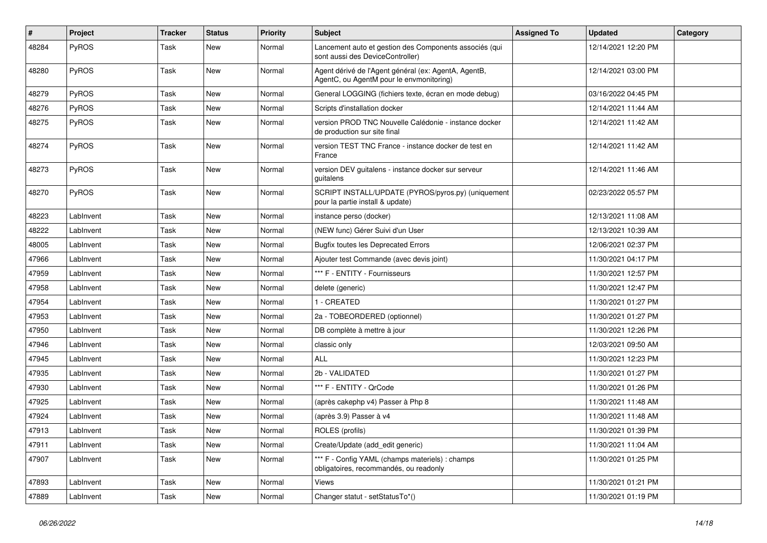| # | Project | Tracker | Status | Priority | Subject | Assigned To | Updated | Category |
|---|---|---|---|---|---|---|---|---|
| 48284 | PyROS | Task | New | Normal | Lancement auto et gestion des Components associés (qui sont aussi des DeviceController) | | 12/14/2021 12:20 PM | |
| 48280 | PyROS | Task | New | Normal | Agent dérivé de l'Agent général (ex: AgentA, AgentB, AgentC, ou AgentM pour le envmonitoring) | | 12/14/2021 03:00 PM | |
| 48279 | PyROS | Task | New | Normal | General LOGGING (fichiers texte, écran en mode debug) | | 03/16/2022 04:45 PM | |
| 48276 | PyROS | Task | New | Normal | Scripts d'installation docker | | 12/14/2021 11:44 AM | |
| 48275 | PyROS | Task | New | Normal | version PROD TNC Nouvelle Calédonie - instance docker de production sur site final | | 12/14/2021 11:42 AM | |
| 48274 | PyROS | Task | New | Normal | version TEST TNC France - instance docker de test en France | | 12/14/2021 11:42 AM | |
| 48273 | PyROS | Task | New | Normal | version DEV guitalens - instance docker sur serveur guitalens | | 12/14/2021 11:46 AM | |
| 48270 | PyROS | Task | New | Normal | SCRIPT INSTALL/UPDATE (PYROS/pyros.py) (uniquement pour la partie install & update) | | 02/23/2022 05:57 PM | |
| 48223 | LabInvent | Task | New | Normal | instance perso (docker) | | 12/13/2021 11:08 AM | |
| 48222 | LabInvent | Task | New | Normal | (NEW func) Gérer Suivi d'un User | | 12/13/2021 10:39 AM | |
| 48005 | LabInvent | Task | New | Normal | Bugfix toutes les Deprecated Errors | | 12/06/2021 02:37 PM | |
| 47966 | LabInvent | Task | New | Normal | Ajouter test Commande (avec devis joint) | | 11/30/2021 04:17 PM | |
| 47959 | LabInvent | Task | New | Normal | *** F - ENTITY - Fournisseurs | | 11/30/2021 12:57 PM | |
| 47958 | LabInvent | Task | New | Normal | delete (generic) | | 11/30/2021 12:47 PM | |
| 47954 | LabInvent | Task | New | Normal | 1 - CREATED | | 11/30/2021 01:27 PM | |
| 47953 | LabInvent | Task | New | Normal | 2a - TOBEORDERED (optionnel) | | 11/30/2021 01:27 PM | |
| 47950 | LabInvent | Task | New | Normal | DB complète à mettre à jour | | 11/30/2021 12:26 PM | |
| 47946 | LabInvent | Task | New | Normal | classic only | | 12/03/2021 09:50 AM | |
| 47945 | LabInvent | Task | New | Normal | ALL | | 11/30/2021 12:23 PM | |
| 47935 | LabInvent | Task | New | Normal | 2b - VALIDATED | | 11/30/2021 01:27 PM | |
| 47930 | LabInvent | Task | New | Normal | *** F - ENTITY - QrCode | | 11/30/2021 01:26 PM | |
| 47925 | LabInvent | Task | New | Normal | (après cakephp v4) Passer à Php 8 | | 11/30/2021 11:48 AM | |
| 47924 | LabInvent | Task | New | Normal | (après 3.9) Passer à v4 | | 11/30/2021 11:48 AM | |
| 47913 | LabInvent | Task | New | Normal | ROLES (profils) | | 11/30/2021 01:39 PM | |
| 47911 | LabInvent | Task | New | Normal | Create/Update (add_edit generic) | | 11/30/2021 11:04 AM | |
| 47907 | LabInvent | Task | New | Normal | *** F - Config YAML (champs materiels) : champs obligatoires, recommandés, ou readonly | | 11/30/2021 01:25 PM | |
| 47893 | LabInvent | Task | New | Normal | Views | | 11/30/2021 01:21 PM | |
| 47889 | LabInvent | Task | New | Normal | Changer statut - setStatusTo*() | | 11/30/2021 01:19 PM | |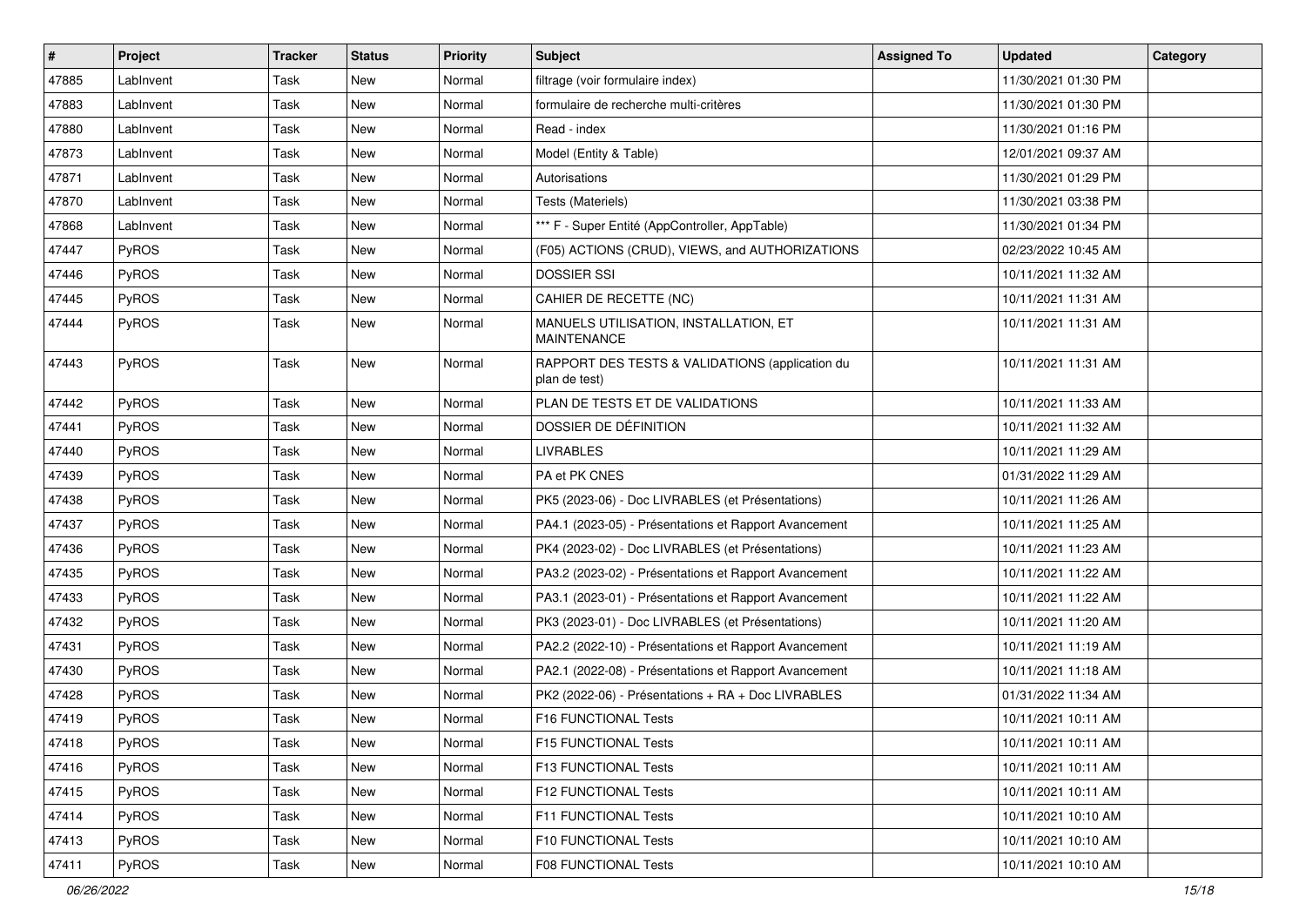| # | Project | Tracker | Status | Priority | Subject | Assigned To | Updated | Category |
|---|---|---|---|---|---|---|---|---|
| 47885 | LabInvent | Task | New | Normal | filtrage (voir formulaire index) | | 11/30/2021 01:30 PM | |
| 47883 | LabInvent | Task | New | Normal | formulaire de recherche multi-critères | | 11/30/2021 01:30 PM | |
| 47880 | LabInvent | Task | New | Normal | Read - index | | 11/30/2021 01:16 PM | |
| 47873 | LabInvent | Task | New | Normal | Model (Entity & Table) | | 12/01/2021 09:37 AM | |
| 47871 | LabInvent | Task | New | Normal | Autorisations | | 11/30/2021 01:29 PM | |
| 47870 | LabInvent | Task | New | Normal | Tests (Materiels) | | 11/30/2021 03:38 PM | |
| 47868 | LabInvent | Task | New | Normal | *** F - Super Entité (AppController, AppTable) | | 11/30/2021 01:34 PM | |
| 47447 | PyROS | Task | New | Normal | (F05) ACTIONS (CRUD), VIEWS, and AUTHORIZATIONS | | 02/23/2022 10:45 AM | |
| 47446 | PyROS | Task | New | Normal | DOSSIER SSI | | 10/11/2021 11:32 AM | |
| 47445 | PyROS | Task | New | Normal | CAHIER DE RECETTE (NC) | | 10/11/2021 11:31 AM | |
| 47444 | PyROS | Task | New | Normal | MANUELS UTILISATION, INSTALLATION, ET MAINTENANCE | | 10/11/2021 11:31 AM | |
| 47443 | PyROS | Task | New | Normal | RAPPORT DES TESTS & VALIDATIONS (application du plan de test) | | 10/11/2021 11:31 AM | |
| 47442 | PyROS | Task | New | Normal | PLAN DE TESTS ET DE VALIDATIONS | | 10/11/2021 11:33 AM | |
| 47441 | PyROS | Task | New | Normal | DOSSIER DE DÉFINITION | | 10/11/2021 11:32 AM | |
| 47440 | PyROS | Task | New | Normal | LIVRABLES | | 10/11/2021 11:29 AM | |
| 47439 | PyROS | Task | New | Normal | PA et PK CNES | | 01/31/2022 11:29 AM | |
| 47438 | PyROS | Task | New | Normal | PK5 (2023-06) - Doc LIVRABLES (et Présentations) | | 10/11/2021 11:26 AM | |
| 47437 | PyROS | Task | New | Normal | PA4.1 (2023-05) - Présentations et Rapport Avancement | | 10/11/2021 11:25 AM | |
| 47436 | PyROS | Task | New | Normal | PK4 (2023-02) - Doc LIVRABLES (et Présentations) | | 10/11/2021 11:23 AM | |
| 47435 | PyROS | Task | New | Normal | PA3.2 (2023-02) - Présentations et Rapport Avancement | | 10/11/2021 11:22 AM | |
| 47433 | PyROS | Task | New | Normal | PA3.1 (2023-01) - Présentations et Rapport Avancement | | 10/11/2021 11:22 AM | |
| 47432 | PyROS | Task | New | Normal | PK3 (2023-01) - Doc LIVRABLES (et Présentations) | | 10/11/2021 11:20 AM | |
| 47431 | PyROS | Task | New | Normal | PA2.2 (2022-10) - Présentations et Rapport Avancement | | 10/11/2021 11:19 AM | |
| 47430 | PyROS | Task | New | Normal | PA2.1 (2022-08) - Présentations et Rapport Avancement | | 10/11/2021 11:18 AM | |
| 47428 | PyROS | Task | New | Normal | PK2 (2022-06) - Présentations + RA + Doc LIVRABLES | | 01/31/2022 11:34 AM | |
| 47419 | PyROS | Task | New | Normal | F16 FUNCTIONAL Tests | | 10/11/2021 10:11 AM | |
| 47418 | PyROS | Task | New | Normal | F15 FUNCTIONAL Tests | | 10/11/2021 10:11 AM | |
| 47416 | PyROS | Task | New | Normal | F13 FUNCTIONAL Tests | | 10/11/2021 10:11 AM | |
| 47415 | PyROS | Task | New | Normal | F12 FUNCTIONAL Tests | | 10/11/2021 10:11 AM | |
| 47414 | PyROS | Task | New | Normal | F11 FUNCTIONAL Tests | | 10/11/2021 10:10 AM | |
| 47413 | PyROS | Task | New | Normal | F10 FUNCTIONAL Tests | | 10/11/2021 10:10 AM | |
| 47411 | PyROS | Task | New | Normal | F08 FUNCTIONAL Tests | | 10/11/2021 10:10 AM | |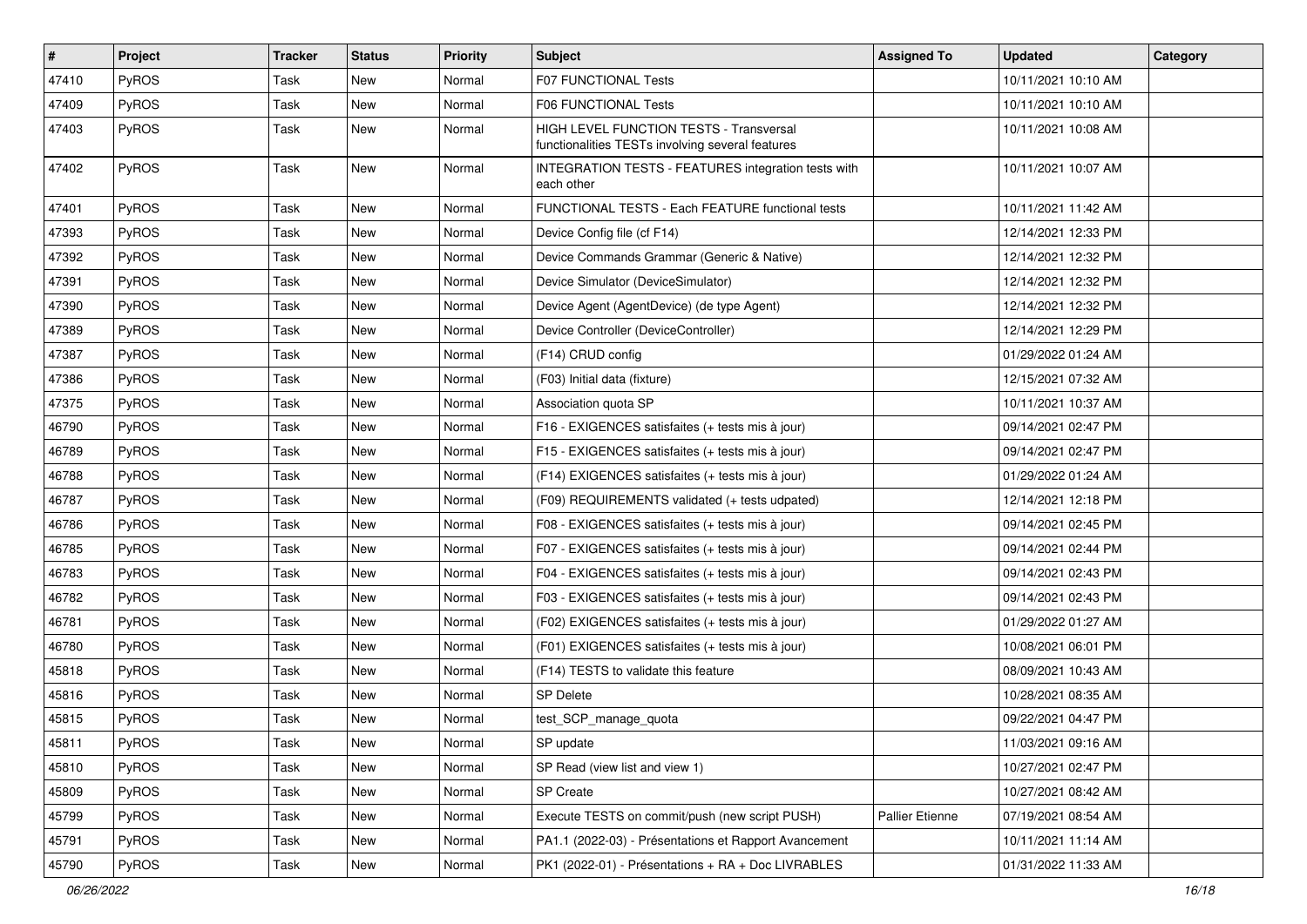| # | Project | Tracker | Status | Priority | Subject | Assigned To | Updated | Category |
|---|---|---|---|---|---|---|---|---|
| 47410 | PyROS | Task | New | Normal | F07 FUNCTIONAL Tests | | 10/11/2021 10:10 AM | |
| 47409 | PyROS | Task | New | Normal | F06 FUNCTIONAL Tests | | 10/11/2021 10:10 AM | |
| 47403 | PyROS | Task | New | Normal | HIGH LEVEL FUNCTION TESTS - Transversal functionalities TESTs involving several features | | 10/11/2021 10:08 AM | |
| 47402 | PyROS | Task | New | Normal | INTEGRATION TESTS - FEATURES integration tests with each other | | 10/11/2021 10:07 AM | |
| 47401 | PyROS | Task | New | Normal | FUNCTIONAL TESTS - Each FEATURE functional tests | | 10/11/2021 11:42 AM | |
| 47393 | PyROS | Task | New | Normal | Device Config file (cf F14) | | 12/14/2021 12:33 PM | |
| 47392 | PyROS | Task | New | Normal | Device Commands Grammar (Generic & Native) | | 12/14/2021 12:32 PM | |
| 47391 | PyROS | Task | New | Normal | Device Simulator (DeviceSimulator) | | 12/14/2021 12:32 PM | |
| 47390 | PyROS | Task | New | Normal | Device Agent (AgentDevice) (de type Agent) | | 12/14/2021 12:32 PM | |
| 47389 | PyROS | Task | New | Normal | Device Controller (DeviceController) | | 12/14/2021 12:29 PM | |
| 47387 | PyROS | Task | New | Normal | (F14) CRUD config | | 01/29/2022 01:24 AM | |
| 47386 | PyROS | Task | New | Normal | (F03) Initial data (fixture) | | 12/15/2021 07:32 AM | |
| 47375 | PyROS | Task | New | Normal | Association quota SP | | 10/11/2021 10:37 AM | |
| 46790 | PyROS | Task | New | Normal | F16 - EXIGENCES satisfaites (+ tests mis à jour) | | 09/14/2021 02:47 PM | |
| 46789 | PyROS | Task | New | Normal | F15 - EXIGENCES satisfaites (+ tests mis à jour) | | 09/14/2021 02:47 PM | |
| 46788 | PyROS | Task | New | Normal | (F14) EXIGENCES satisfaites (+ tests mis à jour) | | 01/29/2022 01:24 AM | |
| 46787 | PyROS | Task | New | Normal | (F09) REQUIREMENTS validated (+ tests udpated) | | 12/14/2021 12:18 PM | |
| 46786 | PyROS | Task | New | Normal | F08 - EXIGENCES satisfaites (+ tests mis à jour) | | 09/14/2021 02:45 PM | |
| 46785 | PyROS | Task | New | Normal | F07 - EXIGENCES satisfaites (+ tests mis à jour) | | 09/14/2021 02:44 PM | |
| 46783 | PyROS | Task | New | Normal | F04 - EXIGENCES satisfaites (+ tests mis à jour) | | 09/14/2021 02:43 PM | |
| 46782 | PyROS | Task | New | Normal | F03 - EXIGENCES satisfaites (+ tests mis à jour) | | 09/14/2021 02:43 PM | |
| 46781 | PyROS | Task | New | Normal | (F02) EXIGENCES satisfaites (+ tests mis à jour) | | 01/29/2022 01:27 AM | |
| 46780 | PyROS | Task | New | Normal | (F01) EXIGENCES satisfaites (+ tests mis à jour) | | 10/08/2021 06:01 PM | |
| 45818 | PyROS | Task | New | Normal | (F14) TESTS to validate this feature | | 08/09/2021 10:43 AM | |
| 45816 | PyROS | Task | New | Normal | SP Delete | | 10/28/2021 08:35 AM | |
| 45815 | PyROS | Task | New | Normal | test_SCP_manage_quota | | 09/22/2021 04:47 PM | |
| 45811 | PyROS | Task | New | Normal | SP update | | 11/03/2021 09:16 AM | |
| 45810 | PyROS | Task | New | Normal | SP Read (view list and view 1) | | 10/27/2021 02:47 PM | |
| 45809 | PyROS | Task | New | Normal | SP Create | | 10/27/2021 08:42 AM | |
| 45799 | PyROS | Task | New | Normal | Execute TESTS on commit/push (new script PUSH) | Pallier Etienne | 07/19/2021 08:54 AM | |
| 45791 | PyROS | Task | New | Normal | PA1.1 (2022-03) - Présentations et Rapport Avancement | | 10/11/2021 11:14 AM | |
| 45790 | PyROS | Task | New | Normal | PK1 (2022-01) - Présentations + RA + Doc LIVRABLES | | 01/31/2022 11:33 AM | |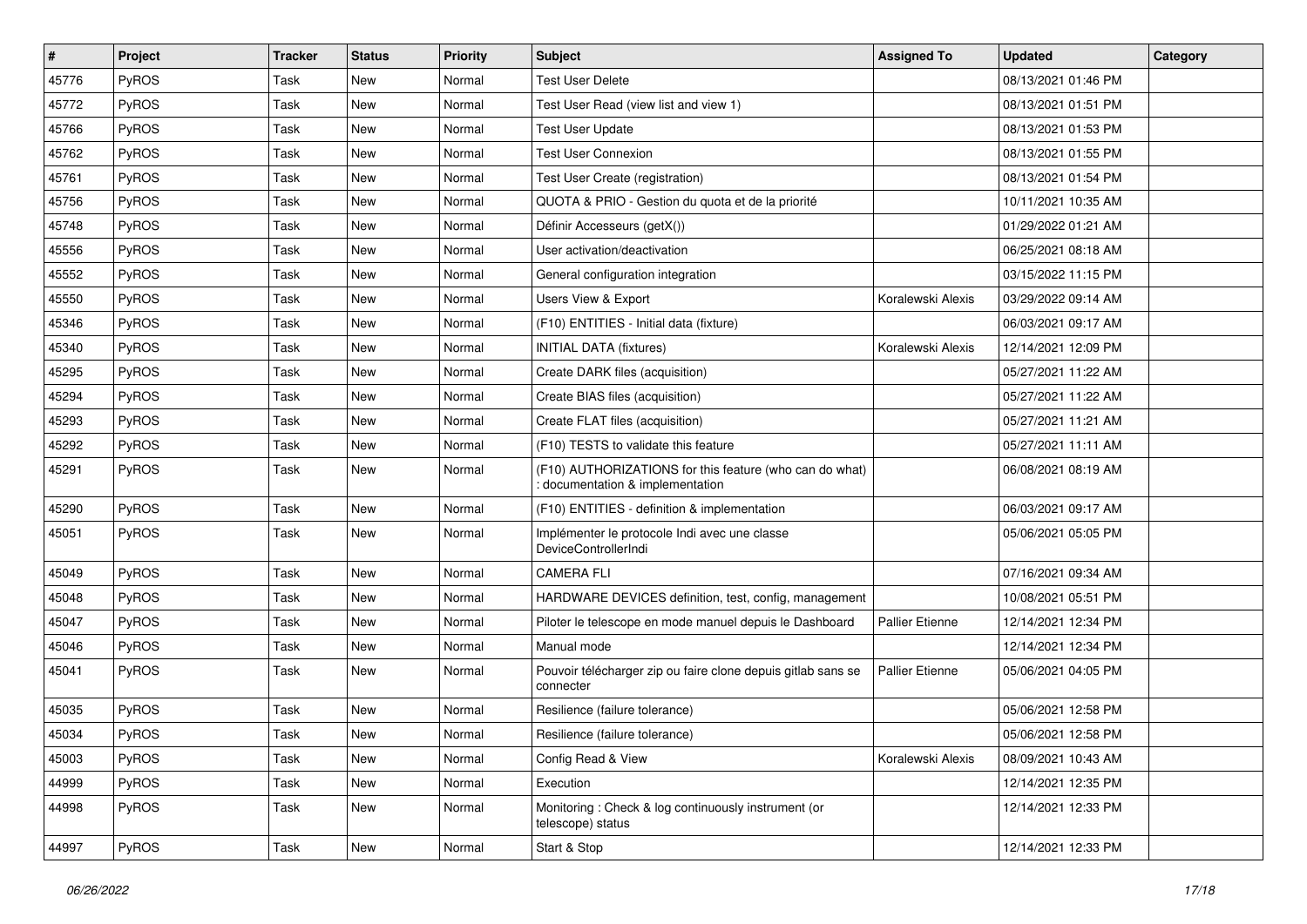| # | Project | Tracker | Status | Priority | Subject | Assigned To | Updated | Category |
|---|---|---|---|---|---|---|---|---|
| 45776 | PyROS | Task | New | Normal | Test User Delete | | 08/13/2021 01:46 PM | |
| 45772 | PyROS | Task | New | Normal | Test User Read (view list and view 1) | | 08/13/2021 01:51 PM | |
| 45766 | PyROS | Task | New | Normal | Test User Update | | 08/13/2021 01:53 PM | |
| 45762 | PyROS | Task | New | Normal | Test User Connexion | | 08/13/2021 01:55 PM | |
| 45761 | PyROS | Task | New | Normal | Test User Create (registration) | | 08/13/2021 01:54 PM | |
| 45756 | PyROS | Task | New | Normal | QUOTA & PRIO - Gestion du quota et de la priorité | | 10/11/2021 10:35 AM | |
| 45748 | PyROS | Task | New | Normal | Définir Accesseurs (getX()) | | 01/29/2022 01:21 AM | |
| 45556 | PyROS | Task | New | Normal | User activation/deactivation | | 06/25/2021 08:18 AM | |
| 45552 | PyROS | Task | New | Normal | General configuration integration | | 03/15/2022 11:15 PM | |
| 45550 | PyROS | Task | New | Normal | Users View & Export | Koralewski Alexis | 03/29/2022 09:14 AM | |
| 45346 | PyROS | Task | New | Normal | (F10) ENTITIES - Initial data (fixture) | | 06/03/2021 09:17 AM | |
| 45340 | PyROS | Task | New | Normal | INITIAL DATA (fixtures) | Koralewski Alexis | 12/14/2021 12:09 PM | |
| 45295 | PyROS | Task | New | Normal | Create DARK files (acquisition) | | 05/27/2021 11:22 AM | |
| 45294 | PyROS | Task | New | Normal | Create BIAS files (acquisition) | | 05/27/2021 11:22 AM | |
| 45293 | PyROS | Task | New | Normal | Create FLAT files (acquisition) | | 05/27/2021 11:21 AM | |
| 45292 | PyROS | Task | New | Normal | (F10) TESTS to validate this feature | | 05/27/2021 11:11 AM | |
| 45291 | PyROS | Task | New | Normal | (F10) AUTHORIZATIONS for this feature (who can do what) : documentation & implementation | | 06/08/2021 08:19 AM | |
| 45290 | PyROS | Task | New | Normal | (F10) ENTITIES - definition & implementation | | 06/03/2021 09:17 AM | |
| 45051 | PyROS | Task | New | Normal | Implémenter le protocole Indi avec une classe DeviceControllerIndi | | 05/06/2021 05:05 PM | |
| 45049 | PyROS | Task | New | Normal | CAMERA FLI | | 07/16/2021 09:34 AM | |
| 45048 | PyROS | Task | New | Normal | HARDWARE DEVICES definition, test, config, management | | 10/08/2021 05:51 PM | |
| 45047 | PyROS | Task | New | Normal | Piloter le telescope en mode manuel depuis le Dashboard | Pallier Etienne | 12/14/2021 12:34 PM | |
| 45046 | PyROS | Task | New | Normal | Manual mode | | 12/14/2021 12:34 PM | |
| 45041 | PyROS | Task | New | Normal | Pouvoir télécharger zip ou faire clone depuis gitlab sans se connecter | Pallier Etienne | 05/06/2021 04:05 PM | |
| 45035 | PyROS | Task | New | Normal | Resilience (failure tolerance) | | 05/06/2021 12:58 PM | |
| 45034 | PyROS | Task | New | Normal | Resilience (failure tolerance) | | 05/06/2021 12:58 PM | |
| 45003 | PyROS | Task | New | Normal | Config Read & View | Koralewski Alexis | 08/09/2021 10:43 AM | |
| 44999 | PyROS | Task | New | Normal | Execution | | 12/14/2021 12:35 PM | |
| 44998 | PyROS | Task | New | Normal | Monitoring : Check & log continuously instrument (or telescope) status | | 12/14/2021 12:33 PM | |
| 44997 | PyROS | Task | New | Normal | Start & Stop | | 12/14/2021 12:33 PM | |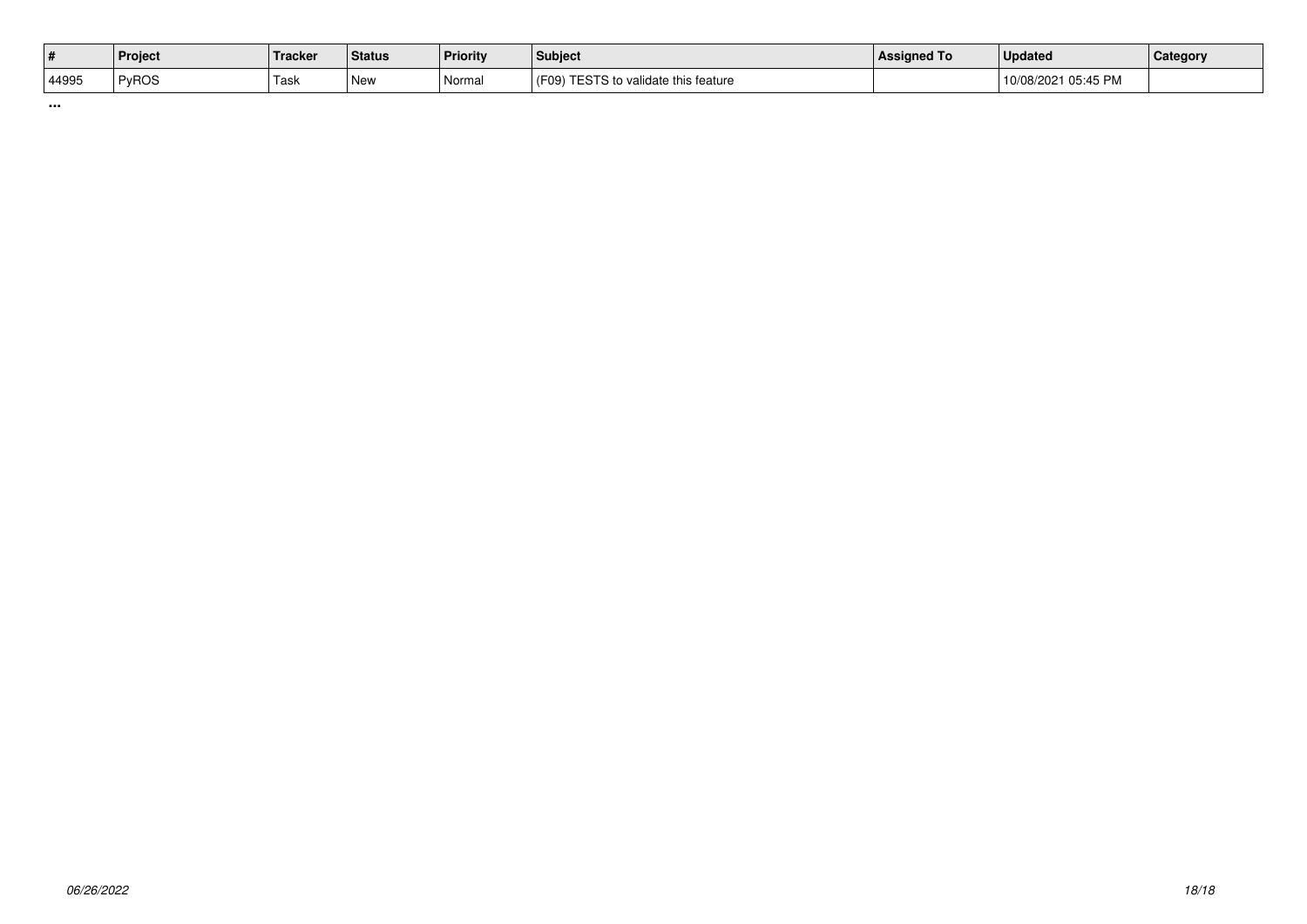| # | Project | Tracker | Status | Priority | Subject | Assigned To | Updated | Category |
|---|---|---|---|---|---|---|---|---|
| 44995 | PyROS | Task | New | Normal | (F09) TESTS to validate this feature | | 10/08/2021 05:45 PM | |

...